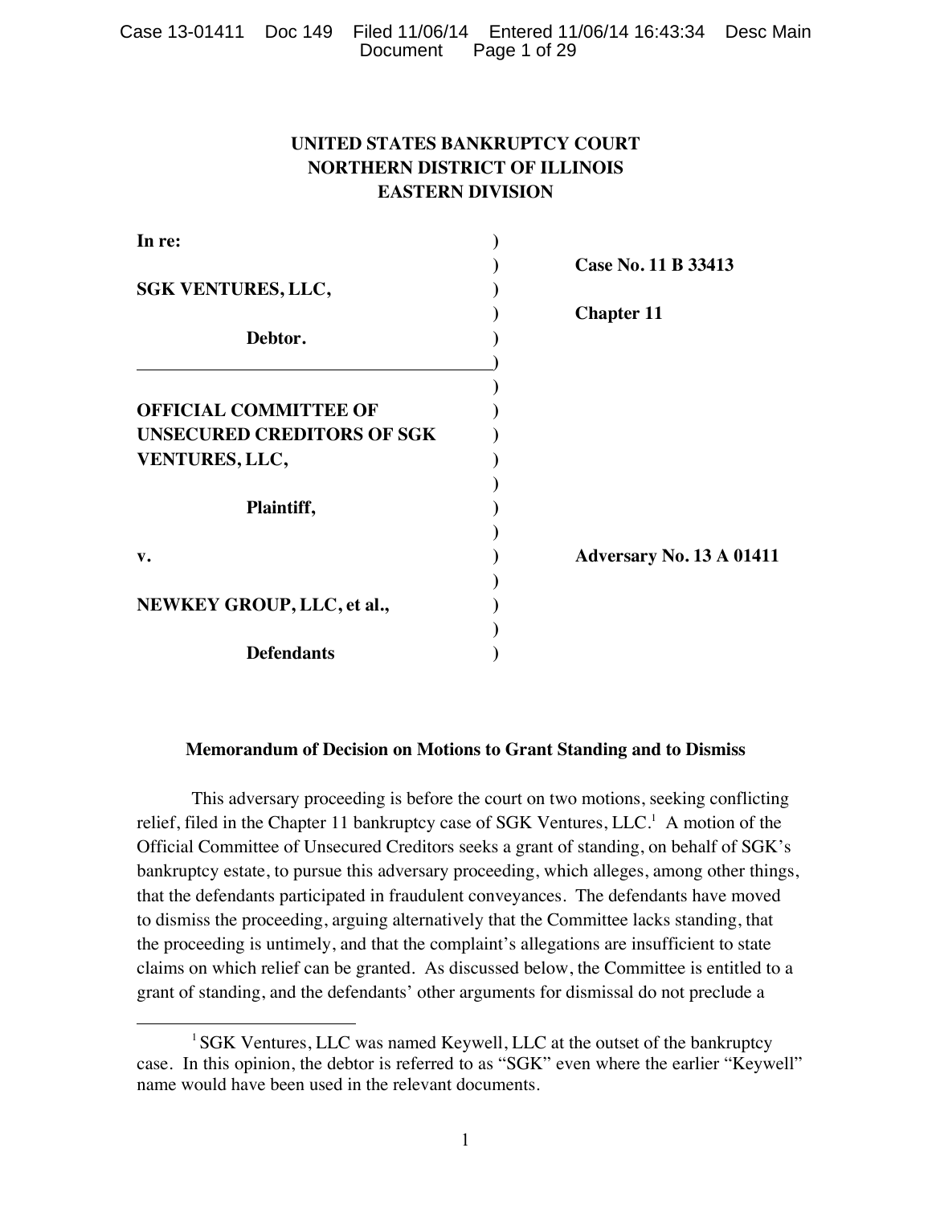**UNITED STATES BANKRUPTCY COURT**
**NORTHERN DISTRICT OF ILLINOIS**
**EASTERN DIVISION**

| | | |
|---|---|---|
| **In re:** | ) | |
| | ) | **Case No. 11 B 33413** |
| **SGK VENTURES, LLC,** | ) | |
| | ) | **Chapter 11** |
| **Debtor.** | ) | |
| | ) | |
| | ) | |
| **OFFICIAL COMMITTEE OF UNSECURED CREDITORS OF SGK VENTURES, LLC,** | ) | |
| | ) | |
| **Plaintiff,** | ) | |
| | ) | |
| **v.** | ) | **Adversary No. 13 A 01411** |
| | ) | |
| **NEWKEY GROUP, LLC, et al.,** | ) | |
| | ) | |
| **Defendants** | ) | |

**Memorandum of Decision on Motions to Grant Standing and to Dismiss**

This adversary proceeding is before the court on two motions, seeking conflicting relief, filed in the Chapter 11 bankruptcy case of SGK Ventures, LLC.[1] A motion of the Official Committee of Unsecured Creditors seeks a grant of standing, on behalf of SGK's bankruptcy estate, to pursue this adversary proceeding, which alleges, among other things, that the defendants participated in fraudulent conveyances. The defendants have moved to dismiss the proceeding, arguing alternatively that the Committee lacks standing, that the proceeding is untimely, and that the complaint's allegations are insufficient to state claims on which relief can be granted. As discussed below, the Committee is entitled to a grant of standing, and the defendants' other arguments for dismissal do not preclude a

[1] SGK Ventures, LLC was named Keywell, LLC at the outset of the bankruptcy case. In this opinion, the debtor is referred to as "SGK" even where the earlier "Keywell" name would have been used in the relevant documents.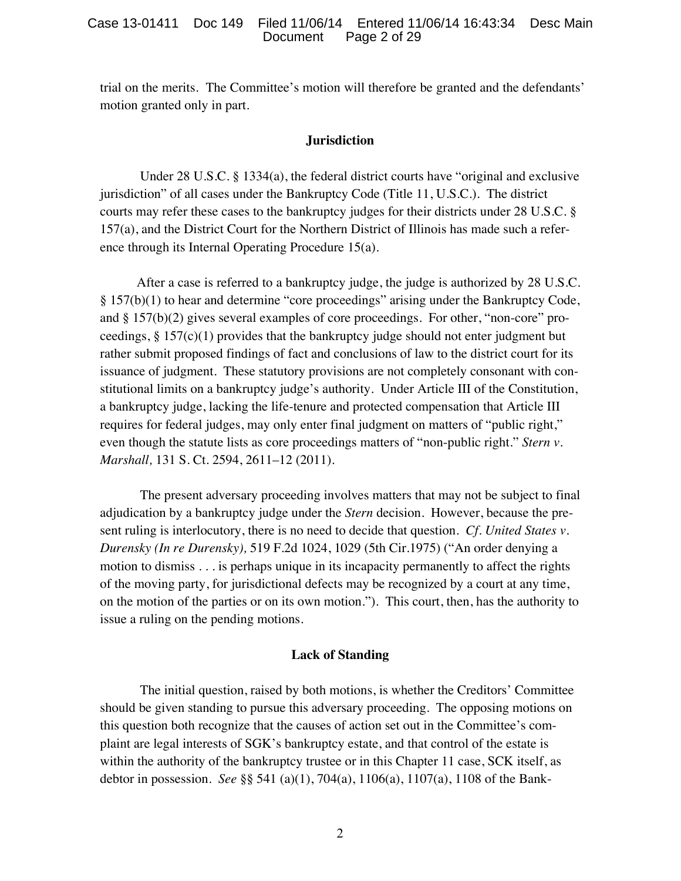trial on the merits. The Committee's motion will therefore be granted and the defendants' motion granted only in part.

## Jurisdiction

Under 28 U.S.C. § 1334(a), the federal district courts have "original and exclusive jurisdiction" of all cases under the Bankruptcy Code (Title 11, U.S.C.). The district courts may refer these cases to the bankruptcy judges for their districts under 28 U.S.C. § 157(a), and the District Court for the Northern District of Illinois has made such a reference through its Internal Operating Procedure 15(a).

After a case is referred to a bankruptcy judge, the judge is authorized by 28 U.S.C. § 157(b)(1) to hear and determine "core proceedings" arising under the Bankruptcy Code, and § 157(b)(2) gives several examples of core proceedings. For other, "non-core" proceedings, § 157(c)(1) provides that the bankruptcy judge should not enter judgment but rather submit proposed findings of fact and conclusions of law to the district court for its issuance of judgment. These statutory provisions are not completely consonant with constitutional limits on a bankruptcy judge's authority. Under Article III of the Constitution, a bankruptcy judge, lacking the life-tenure and protected compensation that Article III requires for federal judges, may only enter final judgment on matters of "public right," even though the statute lists as core proceedings matters of "non-public right." *Stern v. Marshall,* 131 S. Ct. 2594, 2611–12 (2011).

The present adversary proceeding involves matters that may not be subject to final adjudication by a bankruptcy judge under the *Stern* decision. However, because the present ruling is interlocutory, there is no need to decide that question. *Cf. United States v. Durensky (In re Durensky),* 519 F.2d 1024, 1029 (5th Cir.1975) ("An order denying a motion to dismiss . . . is perhaps unique in its incapacity permanently to affect the rights of the moving party, for jurisdictional defects may be recognized by a court at any time, on the motion of the parties or on its own motion."). This court, then, has the authority to issue a ruling on the pending motions.

## Lack of Standing

The initial question, raised by both motions, is whether the Creditors' Committee should be given standing to pursue this adversary proceeding. The opposing motions on this question both recognize that the causes of action set out in the Committee's complaint are legal interests of SGK's bankruptcy estate, and that control of the estate is within the authority of the bankruptcy trustee or in this Chapter 11 case, SCK itself, as debtor in possession. *See* §§ 541 (a)(1), 704(a), 1106(a), 1107(a), 1108 of the Bank-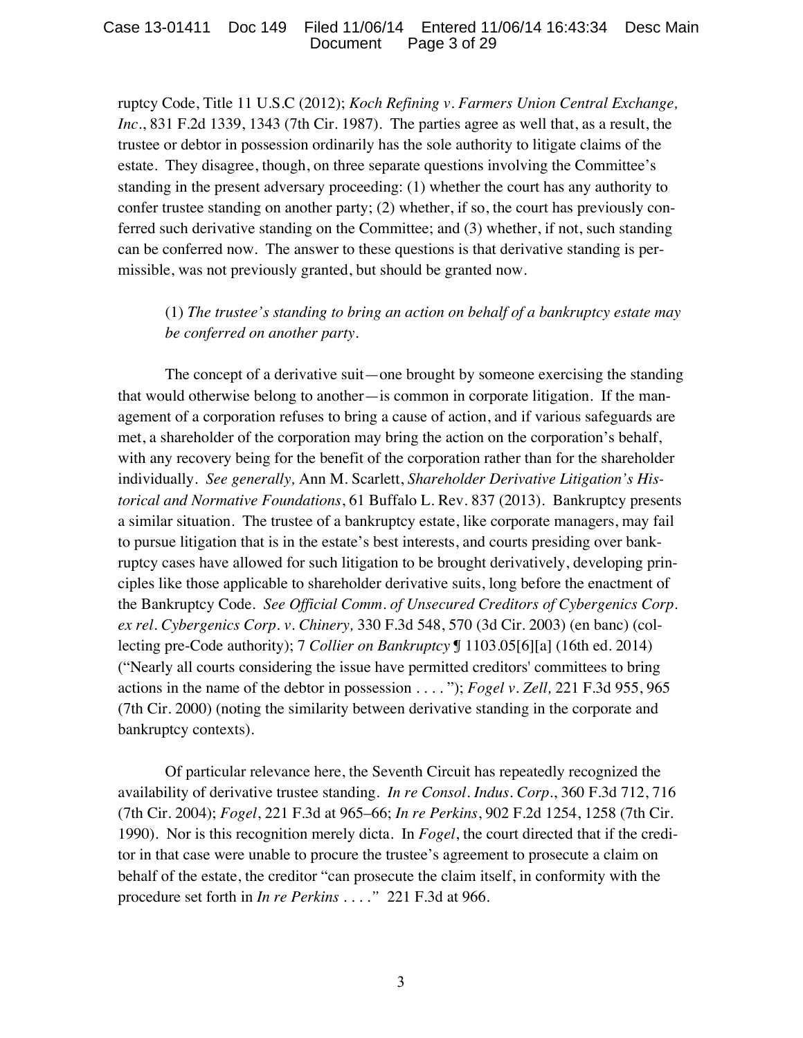ruptcy Code, Title 11 U.S.C (2012); *Koch Refining v. Farmers Union Central Exchange, Inc*., 831 F.2d 1339, 1343 (7th Cir. 1987). The parties agree as well that, as a result, the trustee or debtor in possession ordinarily has the sole authority to litigate claims of the estate. They disagree, though, on three separate questions involving the Committee's standing in the present adversary proceeding: (1) whether the court has any authority to confer trustee standing on another party; (2) whether, if so, the court has previously conferred such derivative standing on the Committee; and (3) whether, if not, such standing can be conferred now. The answer to these questions is that derivative standing is permissible, was not previously granted, but should be granted now.

(1) *The trustee's standing to bring an action on behalf of a bankruptcy estate may be conferred on another party.*

The concept of a derivative suit—one brought by someone exercising the standing that would otherwise belong to another—is common in corporate litigation. If the management of a corporation refuses to bring a cause of action, and if various safeguards are met, a shareholder of the corporation may bring the action on the corporation's behalf, with any recovery being for the benefit of the corporation rather than for the shareholder individually. *See generally,* Ann M. Scarlett, *Shareholder Derivative Litigation's Historical and Normative Foundations*, 61 Buffalo L. Rev. 837 (2013). Bankruptcy presents a similar situation. The trustee of a bankruptcy estate, like corporate managers, may fail to pursue litigation that is in the estate's best interests, and courts presiding over bankruptcy cases have allowed for such litigation to be brought derivatively, developing principles like those applicable to shareholder derivative suits, long before the enactment of the Bankruptcy Code. *See Official Comm. of Unsecured Creditors of Cybergenics Corp. ex rel. Cybergenics Corp. v. Chinery,* 330 F.3d 548, 570 (3d Cir. 2003) (en banc) (collecting pre-Code authority); 7 *Collier on Bankruptcy* ¶ 1103.05[6][a] (16th ed. 2014) ("Nearly all courts considering the issue have permitted creditors' committees to bring actions in the name of the debtor in possession . . . . "); *Fogel v. Zell,* 221 F.3d 955, 965 (7th Cir. 2000) (noting the similarity between derivative standing in the corporate and bankruptcy contexts).

Of particular relevance here, the Seventh Circuit has repeatedly recognized the availability of derivative trustee standing. *In re Consol. Indus. Corp*., 360 F.3d 712, 716 (7th Cir. 2004); *Fogel*, 221 F.3d at 965–66; *In re Perkins*, 902 F.2d 1254, 1258 (7th Cir. 1990). Nor is this recognition merely dicta. In *Fogel*, the court directed that if the creditor in that case were unable to procure the trustee's agreement to prosecute a claim on behalf of the estate, the creditor "can prosecute the claim itself, in conformity with the procedure set forth in *In re Perkins* . . . ." 221 F.3d at 966.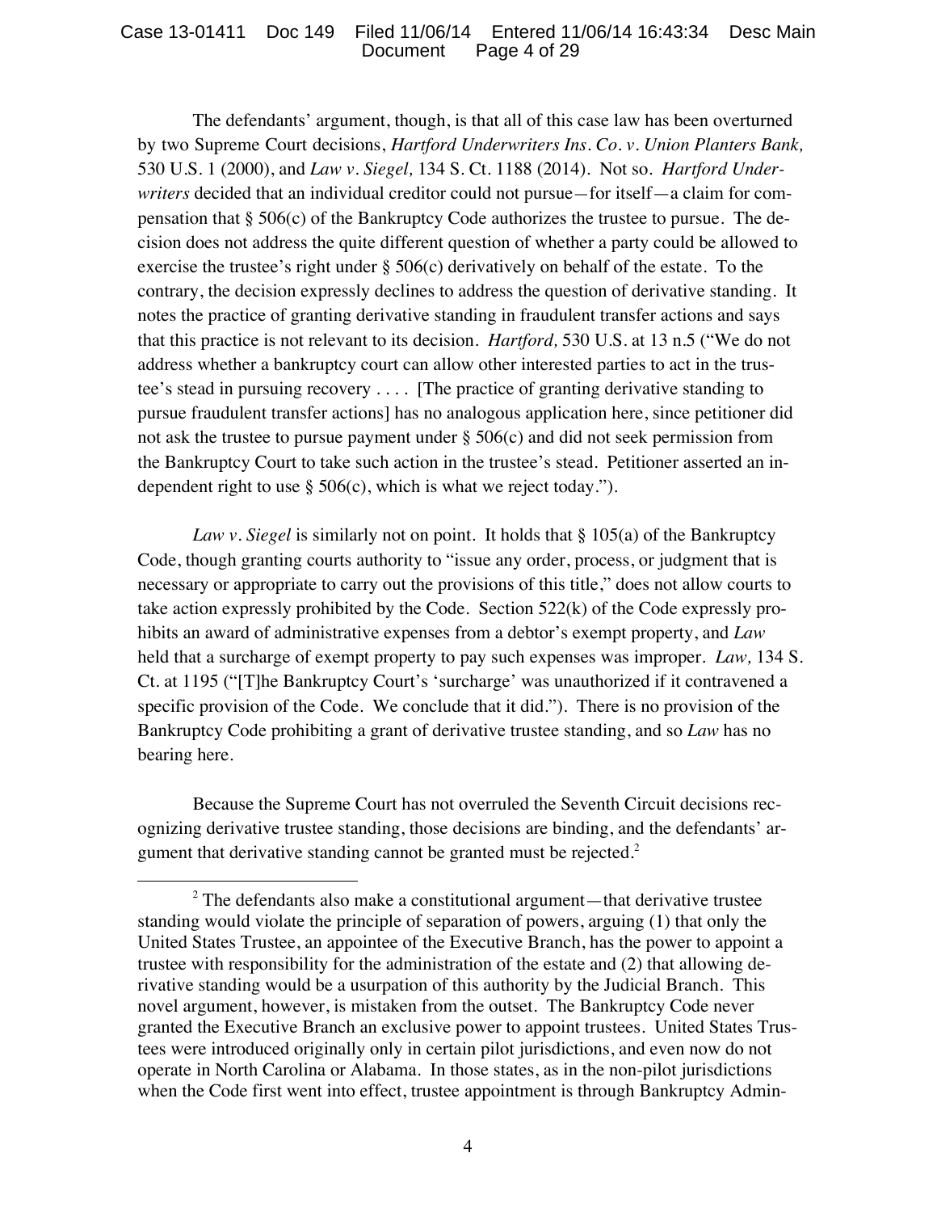The defendants' argument, though, is that all of this case law has been overturned by two Supreme Court decisions, *Hartford Underwriters Ins. Co. v. Union Planters Bank,* 530 U.S. 1 (2000), and *Law v. Siegel,* 134 S. Ct. 1188 (2014). Not so. *Hartford Underwriters* decided that an individual creditor could not pursue—for itself—a claim for compensation that § 506(c) of the Bankruptcy Code authorizes the trustee to pursue. The decision does not address the quite different question of whether a party could be allowed to exercise the trustee's right under § 506(c) derivatively on behalf of the estate. To the contrary, the decision expressly declines to address the question of derivative standing. It notes the practice of granting derivative standing in fraudulent transfer actions and says that this practice is not relevant to its decision. *Hartford,* 530 U.S. at 13 n.5 ("We do not address whether a bankruptcy court can allow other interested parties to act in the trustee's stead in pursuing recovery . . . . [The practice of granting derivative standing to pursue fraudulent transfer actions] has no analogous application here, since petitioner did not ask the trustee to pursue payment under § 506(c) and did not seek permission from the Bankruptcy Court to take such action in the trustee's stead. Petitioner asserted an independent right to use § 506(c), which is what we reject today.").

*Law v. Siegel* is similarly not on point. It holds that § 105(a) of the Bankruptcy Code, though granting courts authority to "issue any order, process, or judgment that is necessary or appropriate to carry out the provisions of this title," does not allow courts to take action expressly prohibited by the Code. Section 522(k) of the Code expressly prohibits an award of administrative expenses from a debtor's exempt property, and *Law* held that a surcharge of exempt property to pay such expenses was improper. *Law,* 134 S. Ct. at 1195 ("[T]he Bankruptcy Court's 'surcharge' was unauthorized if it contravened a specific provision of the Code. We conclude that it did."). There is no provision of the Bankruptcy Code prohibiting a grant of derivative trustee standing, and so *Law* has no bearing here.

Because the Supreme Court has not overruled the Seventh Circuit decisions recognizing derivative trustee standing, those decisions are binding, and the defendants' argument that derivative standing cannot be granted must be rejected.[2]

---

[2] The defendants also make a constitutional argument—that derivative trustee standing would violate the principle of separation of powers, arguing (1) that only the United States Trustee, an appointee of the Executive Branch, has the power to appoint a trustee with responsibility for the administration of the estate and (2) that allowing derivative standing would be a usurpation of this authority by the Judicial Branch. This novel argument, however, is mistaken from the outset. The Bankruptcy Code never granted the Executive Branch an exclusive power to appoint trustees. United States Trustees were introduced originally only in certain pilot jurisdictions, and even now do not operate in North Carolina or Alabama. In those states, as in the non-pilot jurisdictions when the Code first went into effect, trustee appointment is through Bankruptcy Admin-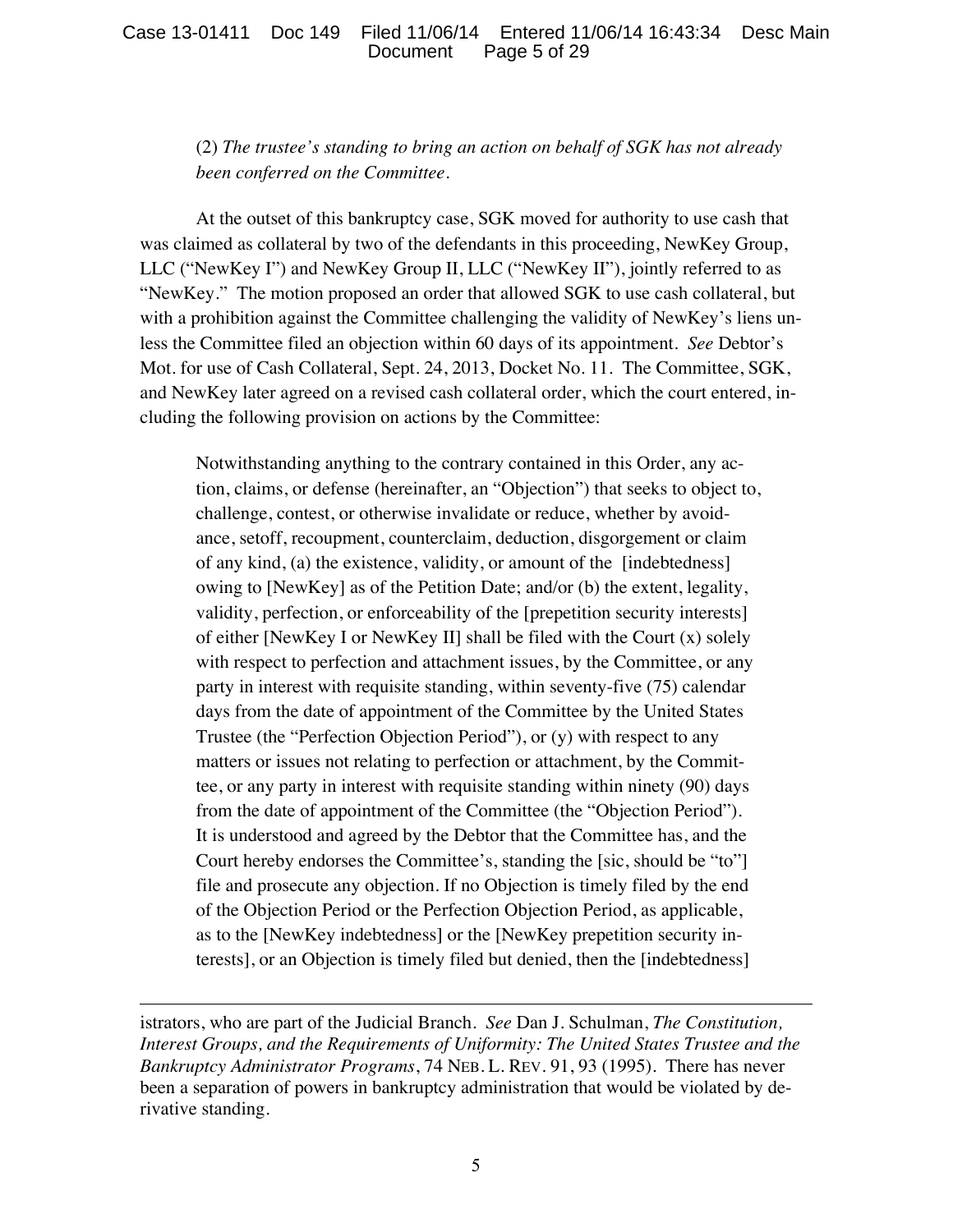(2) *The trustee's standing to bring an action on behalf of SGK has not already been conferred on the Committee.*

At the outset of this bankruptcy case, SGK moved for authority to use cash that was claimed as collateral by two of the defendants in this proceeding, NewKey Group, LLC ("NewKey I") and NewKey Group II, LLC ("NewKey II"), jointly referred to as "NewKey." The motion proposed an order that allowed SGK to use cash collateral, but with a prohibition against the Committee challenging the validity of NewKey's liens unless the Committee filed an objection within 60 days of its appointment. *See* Debtor's Mot. for use of Cash Collateral, Sept. 24, 2013, Docket No. 11. The Committee, SGK, and NewKey later agreed on a revised cash collateral order, which the court entered, including the following provision on actions by the Committee:

> Notwithstanding anything to the contrary contained in this Order, any action, claims, or defense (hereinafter, an "Objection") that seeks to object to, challenge, contest, or otherwise invalidate or reduce, whether by avoidance, setoff, recoupment, counterclaim, deduction, disgorgement or claim of any kind, (a) the existence, validity, or amount of the [indebtedness] owing to [NewKey] as of the Petition Date; and/or (b) the extent, legality, validity, perfection, or enforceability of the [prepetition security interests] of either [NewKey I or NewKey II] shall be filed with the Court (x) solely with respect to perfection and attachment issues, by the Committee, or any party in interest with requisite standing, within seventy-five (75) calendar days from the date of appointment of the Committee by the United States Trustee (the "Perfection Objection Period"), or (y) with respect to any matters or issues not relating to perfection or attachment, by the Committee, or any party in interest with requisite standing within ninety (90) days from the date of appointment of the Committee (the "Objection Period"). It is understood and agreed by the Debtor that the Committee has, and the Court hereby endorses the Committee's, standing the [sic, should be "to"] file and prosecute any objection. If no Objection is timely filed by the end of the Objection Period or the Perfection Objection Period, as applicable, as to the [NewKey indebtedness] or the [NewKey prepetition security interests], or an Objection is timely filed but denied, then the [indebtedness]

---

istrators, who are part of the Judicial Branch. *See* Dan J. Schulman, *The Constitution, Interest Groups, and the Requirements of Uniformity: The United States Trustee and the Bankruptcy Administrator Programs*, 74 NEB. L. REV. 91, 93 (1995). There has never been a separation of powers in bankruptcy administration that would be violated by derivative standing.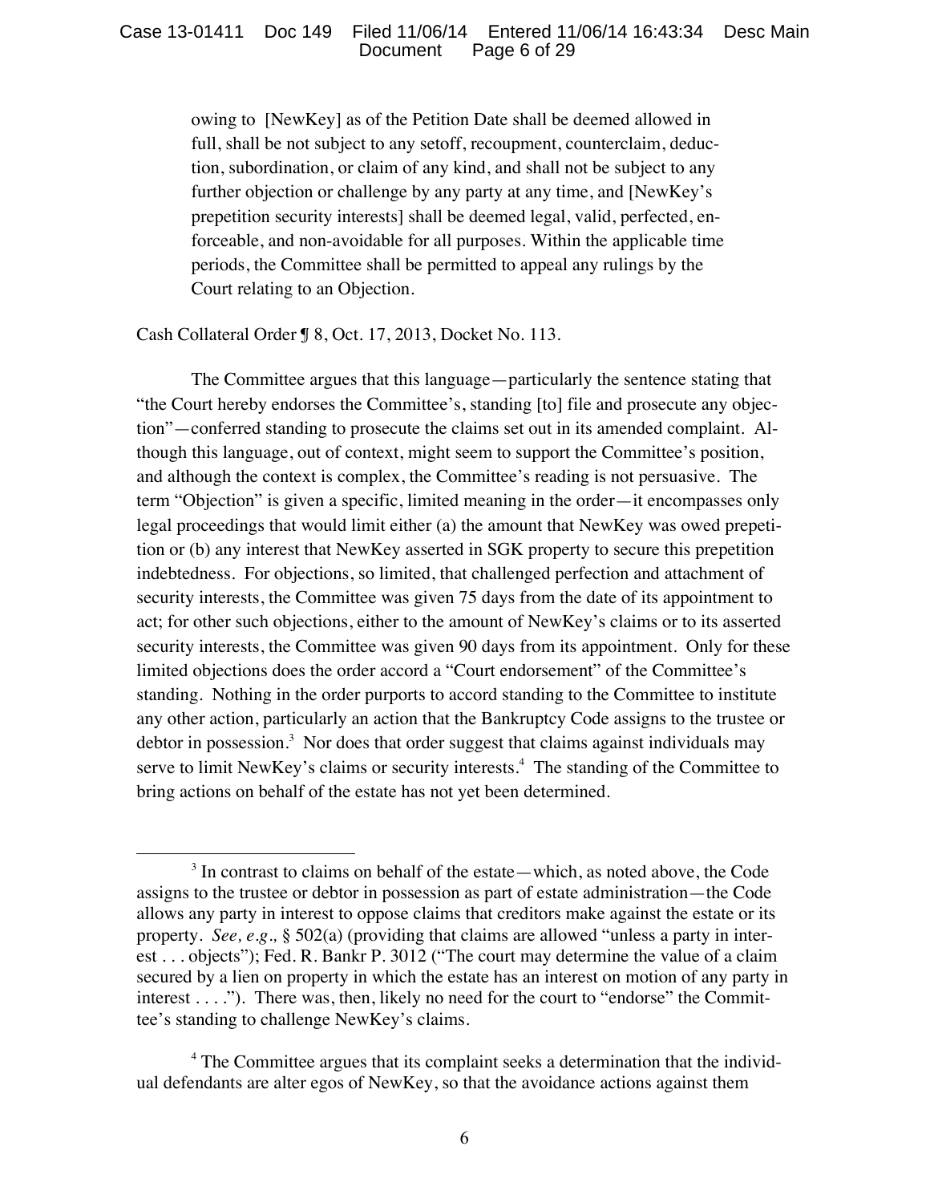> owing to [NewKey] as of the Petition Date shall be deemed allowed in full, shall be not subject to any setoff, recoupment, counterclaim, deduction, subordination, or claim of any kind, and shall not be subject to any further objection or challenge by any party at any time, and [NewKey's prepetition security interests] shall be deemed legal, valid, perfected, enforceable, and non-avoidable for all purposes. Within the applicable time periods, the Committee shall be permitted to appeal any rulings by the Court relating to an Objection.

Cash Collateral Order ¶ 8, Oct. 17, 2013, Docket No. 113.

The Committee argues that this language—particularly the sentence stating that "the Court hereby endorses the Committee's, standing [to] file and prosecute any objection"—conferred standing to prosecute the claims set out in its amended complaint. Although this language, out of context, might seem to support the Committee's position, and although the context is complex, the Committee's reading is not persuasive. The term "Objection" is given a specific, limited meaning in the order—it encompasses only legal proceedings that would limit either (a) the amount that NewKey was owed prepetition or (b) any interest that NewKey asserted in SGK property to secure this prepetition indebtedness. For objections, so limited, that challenged perfection and attachment of security interests, the Committee was given 75 days from the date of its appointment to act; for other such objections, either to the amount of NewKey's claims or to its asserted security interests, the Committee was given 90 days from its appointment. Only for these limited objections does the order accord a "Court endorsement" of the Committee's standing. Nothing in the order purports to accord standing to the Committee to institute any other action, particularly an action that the Bankruptcy Code assigns to the trustee or debtor in possession.[3] Nor does that order suggest that claims against individuals may serve to limit NewKey's claims or security interests.[4] The standing of the Committee to bring actions on behalf of the estate has not yet been determined.

---

[3] In contrast to claims on behalf of the estate—which, as noted above, the Code assigns to the trustee or debtor in possession as part of estate administration—the Code allows any party in interest to oppose claims that creditors make against the estate or its property. *See, e.g.,* § 502(a) (providing that claims are allowed "unless a party in interest . . . objects"); Fed. R. Bankr P. 3012 ("The court may determine the value of a claim secured by a lien on property in which the estate has an interest on motion of any party in interest . . . ."). There was, then, likely no need for the court to "endorse" the Committee's standing to challenge NewKey's claims.

[4] The Committee argues that its complaint seeks a determination that the individual defendants are alter egos of NewKey, so that the avoidance actions against them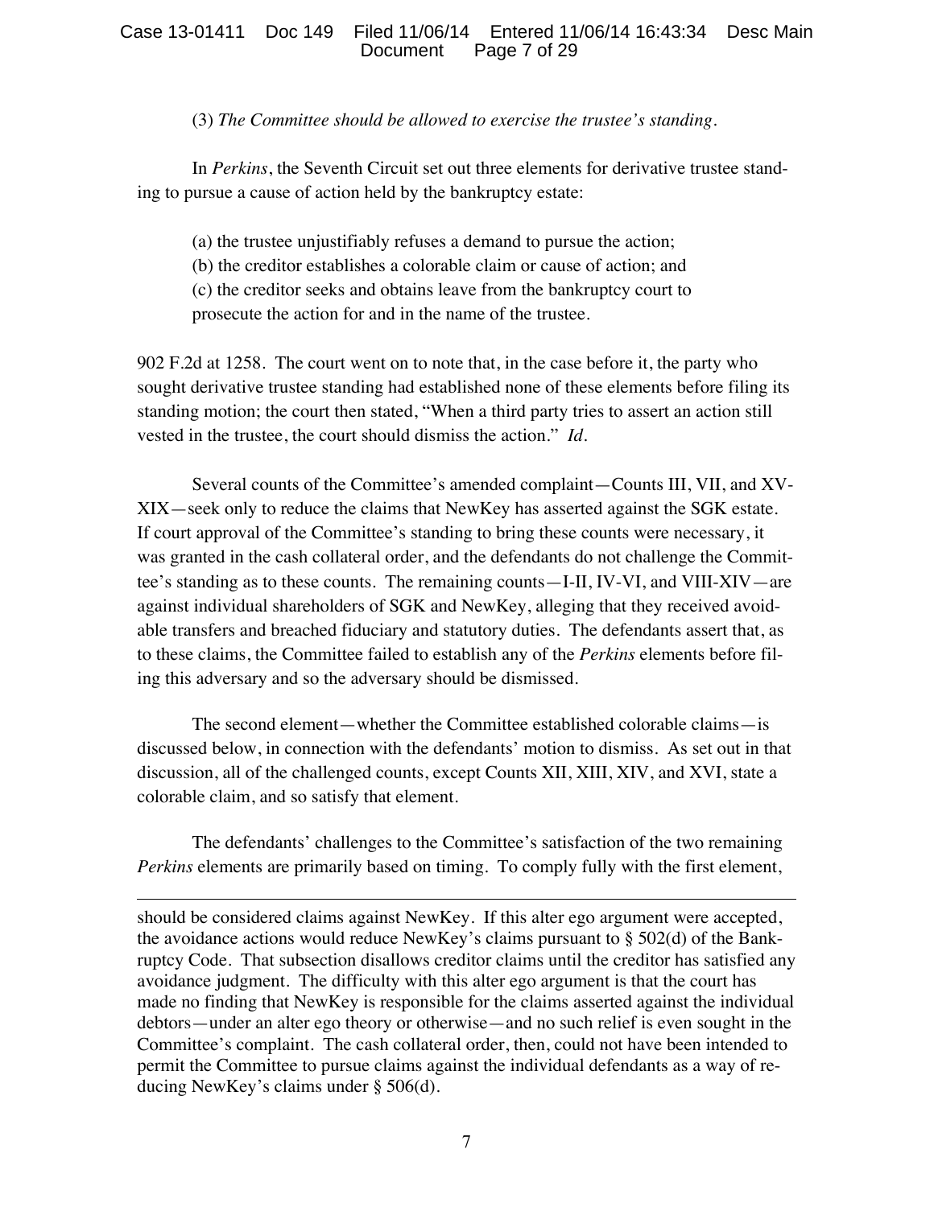(3) *The Committee should be allowed to exercise the trustee's standing.*

In *Perkins*, the Seventh Circuit set out three elements for derivative trustee standing to pursue a cause of action held by the bankruptcy estate:

(a) the trustee unjustifiably refuses a demand to pursue the action;
(b) the creditor establishes a colorable claim or cause of action; and
(c) the creditor seeks and obtains leave from the bankruptcy court to prosecute the action for and in the name of the trustee.

902 F.2d at 1258. The court went on to note that, in the case before it, the party who sought derivative trustee standing had established none of these elements before filing its standing motion; the court then stated, "When a third party tries to assert an action still vested in the trustee, the court should dismiss the action." *Id.*

Several counts of the Committee's amended complaint—Counts III, VII, and XV-XIX—seek only to reduce the claims that NewKey has asserted against the SGK estate. If court approval of the Committee's standing to bring these counts were necessary, it was granted in the cash collateral order, and the defendants do not challenge the Committee's standing as to these counts. The remaining counts—I-II, IV-VI, and VIII-XIV—are against individual shareholders of SGK and NewKey, alleging that they received avoidable transfers and breached fiduciary and statutory duties. The defendants assert that, as to these claims, the Committee failed to establish any of the *Perkins* elements before filing this adversary and so the adversary should be dismissed.

The second element—whether the Committee established colorable claims—is discussed below, in connection with the defendants' motion to dismiss. As set out in that discussion, all of the challenged counts, except Counts XII, XIII, XIV, and XVI, state a colorable claim, and so satisfy that element.

The defendants' challenges to the Committee's satisfaction of the two remaining *Perkins* elements are primarily based on timing. To comply fully with the first element,

---

should be considered claims against NewKey. If this alter ego argument were accepted, the avoidance actions would reduce NewKey's claims pursuant to § 502(d) of the Bankruptcy Code. That subsection disallows creditor claims until the creditor has satisfied any avoidance judgment. The difficulty with this alter ego argument is that the court has made no finding that NewKey is responsible for the claims asserted against the individual debtors—under an alter ego theory or otherwise—and no such relief is even sought in the Committee's complaint. The cash collateral order, then, could not have been intended to permit the Committee to pursue claims against the individual defendants as a way of reducing NewKey's claims under § 506(d).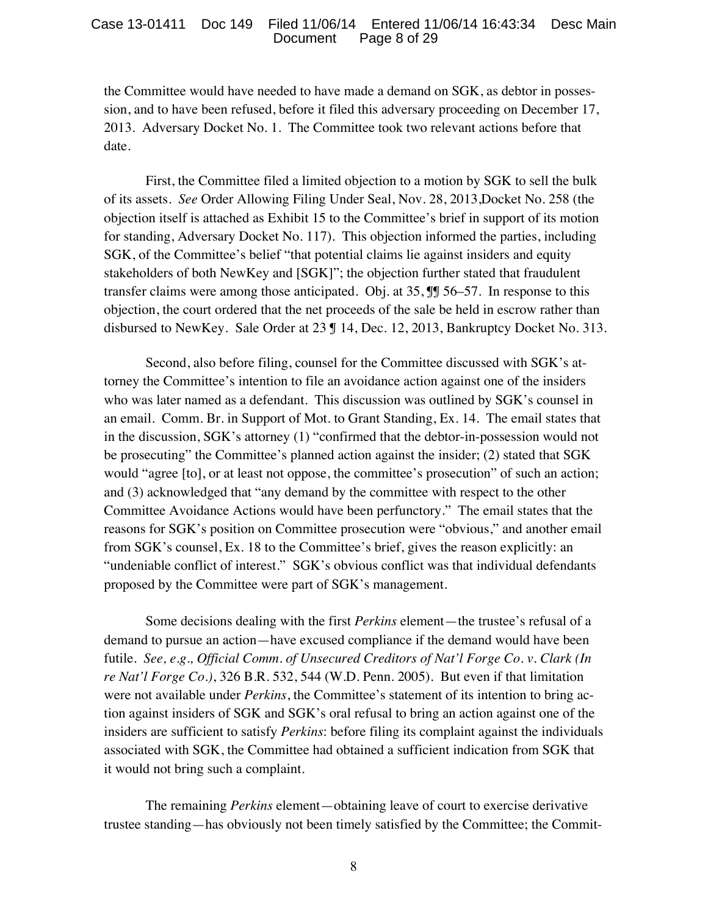the Committee would have needed to have made a demand on SGK, as debtor in possession, and to have been refused, before it filed this adversary proceeding on December 17, 2013. Adversary Docket No. 1. The Committee took two relevant actions before that date.

First, the Committee filed a limited objection to a motion by SGK to sell the bulk of its assets. *See* Order Allowing Filing Under Seal, Nov. 28, 2013,Docket No. 258 (the objection itself is attached as Exhibit 15 to the Committee's brief in support of its motion for standing, Adversary Docket No. 117). This objection informed the parties, including SGK, of the Committee's belief "that potential claims lie against insiders and equity stakeholders of both NewKey and [SGK]"; the objection further stated that fraudulent transfer claims were among those anticipated. Obj. at 35, ¶¶ 56–57. In response to this objection, the court ordered that the net proceeds of the sale be held in escrow rather than disbursed to NewKey. Sale Order at 23 ¶ 14, Dec. 12, 2013, Bankruptcy Docket No. 313.

Second, also before filing, counsel for the Committee discussed with SGK's attorney the Committee's intention to file an avoidance action against one of the insiders who was later named as a defendant. This discussion was outlined by SGK's counsel in an email. Comm. Br. in Support of Mot. to Grant Standing, Ex. 14. The email states that in the discussion, SGK's attorney (1) "confirmed that the debtor-in-possession would not be prosecuting" the Committee's planned action against the insider; (2) stated that SGK would "agree [to], or at least not oppose, the committee's prosecution" of such an action; and (3) acknowledged that "any demand by the committee with respect to the other Committee Avoidance Actions would have been perfunctory." The email states that the reasons for SGK's position on Committee prosecution were "obvious," and another email from SGK's counsel, Ex. 18 to the Committee's brief, gives the reason explicitly: an "undeniable conflict of interest." SGK's obvious conflict was that individual defendants proposed by the Committee were part of SGK's management.

Some decisions dealing with the first *Perkins* element—the trustee's refusal of a demand to pursue an action—have excused compliance if the demand would have been futile. *See, e.g., Official Comm. of Unsecured Creditors of Nat'l Forge Co. v. Clark (In re Nat'l Forge Co.)*, 326 B.R. 532, 544 (W.D. Penn. 2005). But even if that limitation were not available under *Perkins*, the Committee's statement of its intention to bring action against insiders of SGK and SGK's oral refusal to bring an action against one of the insiders are sufficient to satisfy *Perkins*: before filing its complaint against the individuals associated with SGK, the Committee had obtained a sufficient indication from SGK that it would not bring such a complaint.

The remaining *Perkins* element—obtaining leave of court to exercise derivative trustee standing—has obviously not been timely satisfied by the Committee; the Commit-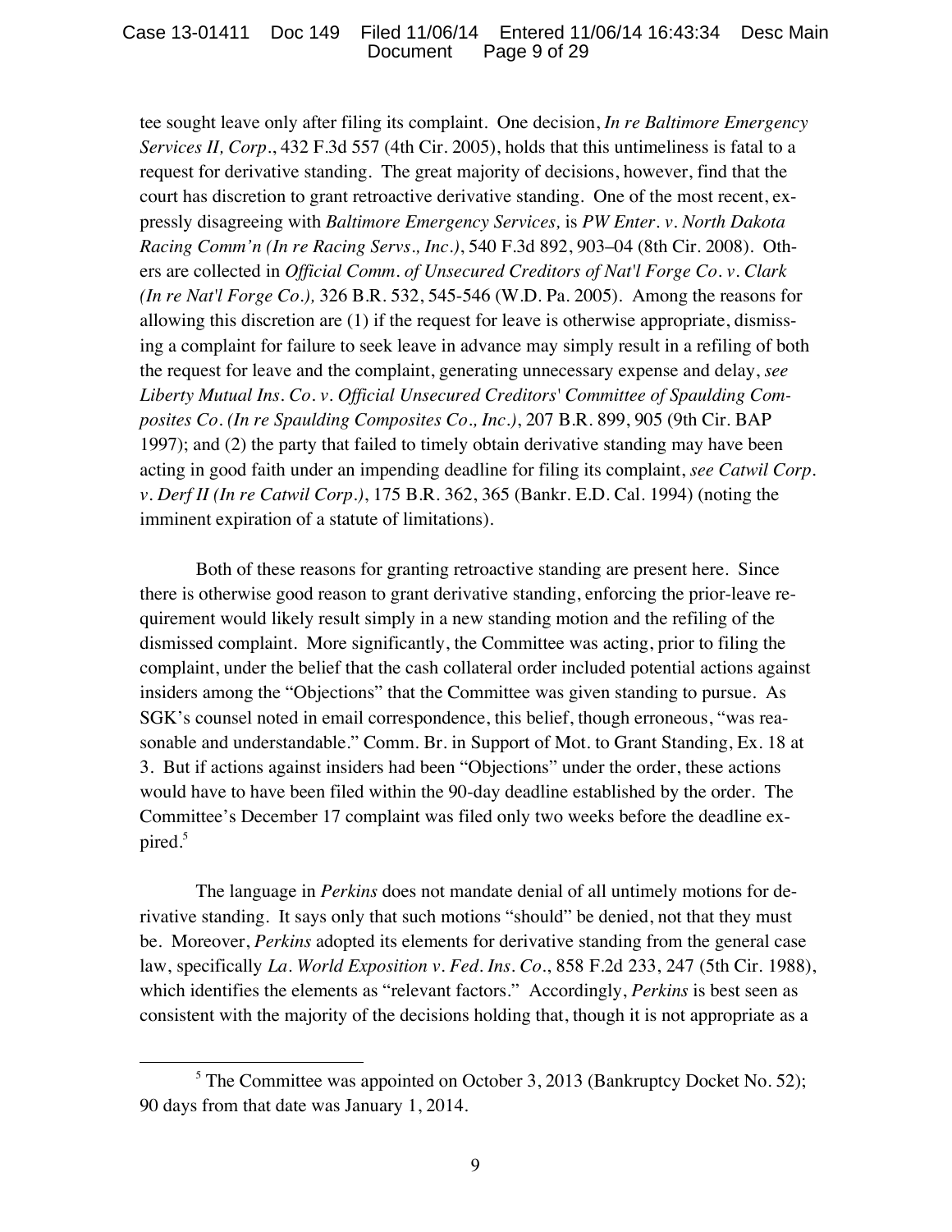tee sought leave only after filing its complaint. One decision, *In re Baltimore Emergency Services II, Corp*., 432 F.3d 557 (4th Cir. 2005), holds that this untimeliness is fatal to a request for derivative standing. The great majority of decisions, however, find that the court has discretion to grant retroactive derivative standing. One of the most recent, expressly disagreeing with *Baltimore Emergency Services,* is *PW Enter. v. North Dakota Racing Comm'n (In re Racing Servs., Inc.)*, 540 F.3d 892, 903–04 (8th Cir. 2008). Others are collected in *Official Comm. of Unsecured Creditors of Nat'l Forge Co. v. Clark (In re Nat'l Forge Co.),* 326 B.R. 532, 545-546 (W.D. Pa. 2005). Among the reasons for allowing this discretion are (1) if the request for leave is otherwise appropriate, dismissing a complaint for failure to seek leave in advance may simply result in a refiling of both the request for leave and the complaint, generating unnecessary expense and delay, *see Liberty Mutual Ins. Co. v. Official Unsecured Creditors' Committee of Spaulding Composites Co. (In re Spaulding Composites Co., Inc.)*, 207 B.R. 899, 905 (9th Cir. BAP 1997); and (2) the party that failed to timely obtain derivative standing may have been acting in good faith under an impending deadline for filing its complaint, *see Catwil Corp. v. Derf II (In re Catwil Corp.)*, 175 B.R. 362, 365 (Bankr. E.D. Cal. 1994) (noting the imminent expiration of a statute of limitations).

Both of these reasons for granting retroactive standing are present here. Since there is otherwise good reason to grant derivative standing, enforcing the prior-leave requirement would likely result simply in a new standing motion and the refiling of the dismissed complaint. More significantly, the Committee was acting, prior to filing the complaint, under the belief that the cash collateral order included potential actions against insiders among the "Objections" that the Committee was given standing to pursue. As SGK's counsel noted in email correspondence, this belief, though erroneous, "was reasonable and understandable." Comm. Br. in Support of Mot. to Grant Standing, Ex. 18 at 3. But if actions against insiders had been "Objections" under the order, these actions would have to have been filed within the 90-day deadline established by the order. The Committee's December 17 complaint was filed only two weeks before the deadline expired.[5]

The language in *Perkins* does not mandate denial of all untimely motions for derivative standing. It says only that such motions "should" be denied, not that they must be. Moreover, *Perkins* adopted its elements for derivative standing from the general case law, specifically *La. World Exposition v. Fed. Ins. Co*., 858 F.2d 233, 247 (5th Cir. 1988), which identifies the elements as "relevant factors." Accordingly, *Perkins* is best seen as consistent with the majority of the decisions holding that, though it is not appropriate as a

[5] The Committee was appointed on October 3, 2013 (Bankruptcy Docket No. 52); 90 days from that date was January 1, 2014.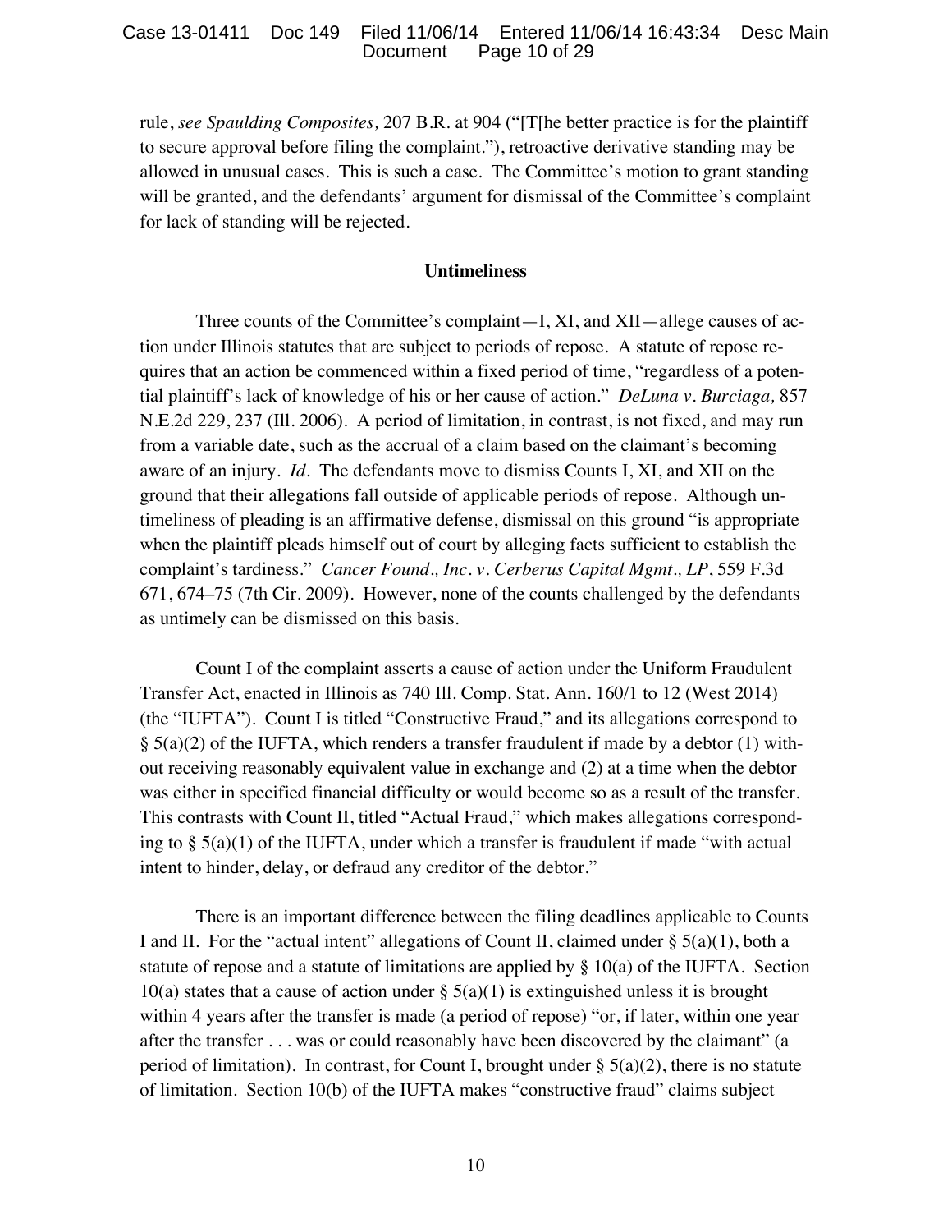rule, *see Spaulding Composites,* 207 B.R. at 904 ("[T[he better practice is for the plaintiff to secure approval before filing the complaint."), retroactive derivative standing may be allowed in unusual cases. This is such a case. The Committee's motion to grant standing will be granted, and the defendants' argument for dismissal of the Committee's complaint for lack of standing will be rejected.

**Untimeliness**

Three counts of the Committee's complaint—I, XI, and XII—allege causes of action under Illinois statutes that are subject to periods of repose. A statute of repose requires that an action be commenced within a fixed period of time, "regardless of a potential plaintiff's lack of knowledge of his or her cause of action." *DeLuna v. Burciaga,* 857 N.E.2d 229, 237 (Ill. 2006). A period of limitation, in contrast, is not fixed, and may run from a variable date, such as the accrual of a claim based on the claimant's becoming aware of an injury. *Id.* The defendants move to dismiss Counts I, XI, and XII on the ground that their allegations fall outside of applicable periods of repose. Although untimeliness of pleading is an affirmative defense, dismissal on this ground "is appropriate when the plaintiff pleads himself out of court by alleging facts sufficient to establish the complaint's tardiness." *Cancer Found., Inc. v. Cerberus Capital Mgmt., LP*, 559 F.3d 671, 674–75 (7th Cir. 2009). However, none of the counts challenged by the defendants as untimely can be dismissed on this basis.

Count I of the complaint asserts a cause of action under the Uniform Fraudulent Transfer Act, enacted in Illinois as 740 Ill. Comp. Stat. Ann. 160/1 to 12 (West 2014) (the "IUFTA"). Count I is titled "Constructive Fraud," and its allegations correspond to § 5(a)(2) of the IUFTA, which renders a transfer fraudulent if made by a debtor (1) without receiving reasonably equivalent value in exchange and (2) at a time when the debtor was either in specified financial difficulty or would become so as a result of the transfer. This contrasts with Count II, titled "Actual Fraud," which makes allegations corresponding to § 5(a)(1) of the IUFTA, under which a transfer is fraudulent if made "with actual intent to hinder, delay, or defraud any creditor of the debtor."

There is an important difference between the filing deadlines applicable to Counts I and II. For the "actual intent" allegations of Count II, claimed under § 5(a)(1), both a statute of repose and a statute of limitations are applied by § 10(a) of the IUFTA. Section 10(a) states that a cause of action under § 5(a)(1) is extinguished unless it is brought within 4 years after the transfer is made (a period of repose) "or, if later, within one year after the transfer . . . was or could reasonably have been discovered by the claimant" (a period of limitation). In contrast, for Count I, brought under § 5(a)(2), there is no statute of limitation. Section 10(b) of the IUFTA makes "constructive fraud" claims subject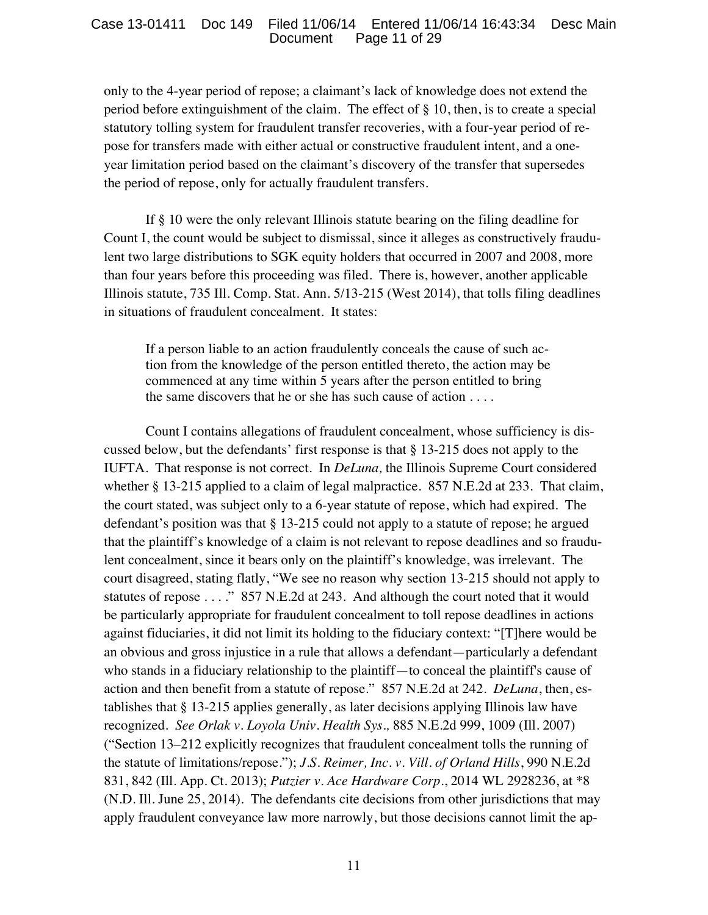only to the 4-year period of repose; a claimant's lack of knowledge does not extend the period before extinguishment of the claim. The effect of § 10, then, is to create a special statutory tolling system for fraudulent transfer recoveries, with a four-year period of repose for transfers made with either actual or constructive fraudulent intent, and a one-year limitation period based on the claimant's discovery of the transfer that supersedes the period of repose, only for actually fraudulent transfers.

If § 10 were the only relevant Illinois statute bearing on the filing deadline for Count I, the count would be subject to dismissal, since it alleges as constructively fraudulent two large distributions to SGK equity holders that occurred in 2007 and 2008, more than four years before this proceeding was filed. There is, however, another applicable Illinois statute, 735 Ill. Comp. Stat. Ann. 5/13-215 (West 2014), that tolls filing deadlines in situations of fraudulent concealment. It states:

> If a person liable to an action fraudulently conceals the cause of such action from the knowledge of the person entitled thereto, the action may be commenced at any time within 5 years after the person entitled to bring the same discovers that he or she has such cause of action . . . .

Count I contains allegations of fraudulent concealment, whose sufficiency is discussed below, but the defendants' first response is that § 13-215 does not apply to the IUFTA. That response is not correct. In *DeLuna,* the Illinois Supreme Court considered whether § 13-215 applied to a claim of legal malpractice. 857 N.E.2d at 233. That claim, the court stated, was subject only to a 6-year statute of repose, which had expired. The defendant's position was that § 13-215 could not apply to a statute of repose; he argued that the plaintiff's knowledge of a claim is not relevant to repose deadlines and so fraudulent concealment, since it bears only on the plaintiff's knowledge, was irrelevant. The court disagreed, stating flatly, "We see no reason why section 13-215 should not apply to statutes of repose . . . ." 857 N.E.2d at 243. And although the court noted that it would be particularly appropriate for fraudulent concealment to toll repose deadlines in actions against fiduciaries, it did not limit its holding to the fiduciary context: "[T]here would be an obvious and gross injustice in a rule that allows a defendant—particularly a defendant who stands in a fiduciary relationship to the plaintiff—to conceal the plaintiff's cause of action and then benefit from a statute of repose." 857 N.E.2d at 242. *DeLuna*, then, establishes that § 13-215 applies generally, as later decisions applying Illinois law have recognized. *See Orlak v. Loyola Univ. Health Sys.,* 885 N.E.2d 999, 1009 (Ill. 2007) ("Section 13–212 explicitly recognizes that fraudulent concealment tolls the running of the statute of limitations/repose."); *J.S. Reimer, Inc. v. Vill. of Orland Hills*, 990 N.E.2d 831, 842 (Ill. App. Ct. 2013); *Putzier v. Ace Hardware Corp.*, 2014 WL 2928236, at *8 (N.D. Ill. June 25, 2014). The defendants cite decisions from other jurisdictions that may apply fraudulent conveyance law more narrowly, but those decisions cannot limit the ap-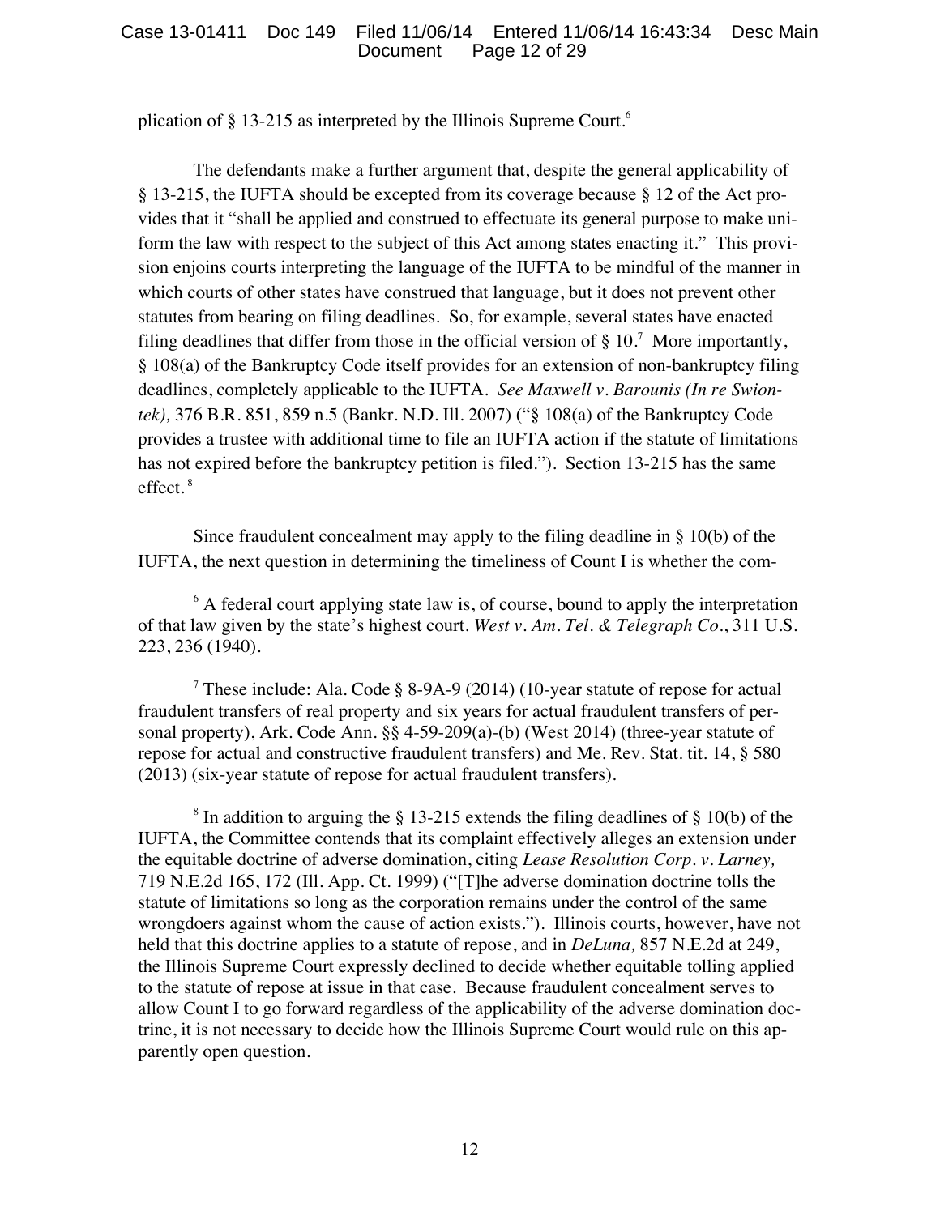plication of § 13-215 as interpreted by the Illinois Supreme Court.[6]

The defendants make a further argument that, despite the general applicability of § 13-215, the IUFTA should be excepted from its coverage because § 12 of the Act provides that it "shall be applied and construed to effectuate its general purpose to make uniform the law with respect to the subject of this Act among states enacting it." This provision enjoins courts interpreting the language of the IUFTA to be mindful of the manner in which courts of other states have construed that language, but it does not prevent other statutes from bearing on filing deadlines. So, for example, several states have enacted filing deadlines that differ from those in the official version of § 10.[7] More importantly, § 108(a) of the Bankruptcy Code itself provides for an extension of non-bankruptcy filing deadlines, completely applicable to the IUFTA. *See Maxwell v. Barounis (In re Swiontek),* 376 B.R. 851, 859 n.5 (Bankr. N.D. Ill. 2007) ("§ 108(a) of the Bankruptcy Code provides a trustee with additional time to file an IUFTA action if the statute of limitations has not expired before the bankruptcy petition is filed."). Section 13-215 has the same effect.[8]

Since fraudulent concealment may apply to the filing deadline in § 10(b) of the IUFTA, the next question in determining the timeliness of Count I is whether the com-

---

[6] A federal court applying state law is, of course, bound to apply the interpretation of that law given by the state's highest court. *West v. Am. Tel. & Telegraph Co*., 311 U.S. 223, 236 (1940).

[7] These include: Ala. Code § 8-9A-9 (2014) (10-year statute of repose for actual fraudulent transfers of real property and six years for actual fraudulent transfers of personal property), Ark. Code Ann. §§ 4-59-209(a)-(b) (West 2014) (three-year statute of repose for actual and constructive fraudulent transfers) and Me. Rev. Stat. tit. 14, § 580 (2013) (six-year statute of repose for actual fraudulent transfers).

[8] In addition to arguing the § 13-215 extends the filing deadlines of § 10(b) of the IUFTA, the Committee contends that its complaint effectively alleges an extension under the equitable doctrine of adverse domination, citing *Lease Resolution Corp. v. Larney,* 719 N.E.2d 165, 172 (Ill. App. Ct. 1999) ("[T]he adverse domination doctrine tolls the statute of limitations so long as the corporation remains under the control of the same wrongdoers against whom the cause of action exists."). Illinois courts, however, have not held that this doctrine applies to a statute of repose, and in *DeLuna,* 857 N.E.2d at 249, the Illinois Supreme Court expressly declined to decide whether equitable tolling applied to the statute of repose at issue in that case. Because fraudulent concealment serves to allow Count I to go forward regardless of the applicability of the adverse domination doctrine, it is not necessary to decide how the Illinois Supreme Court would rule on this apparently open question.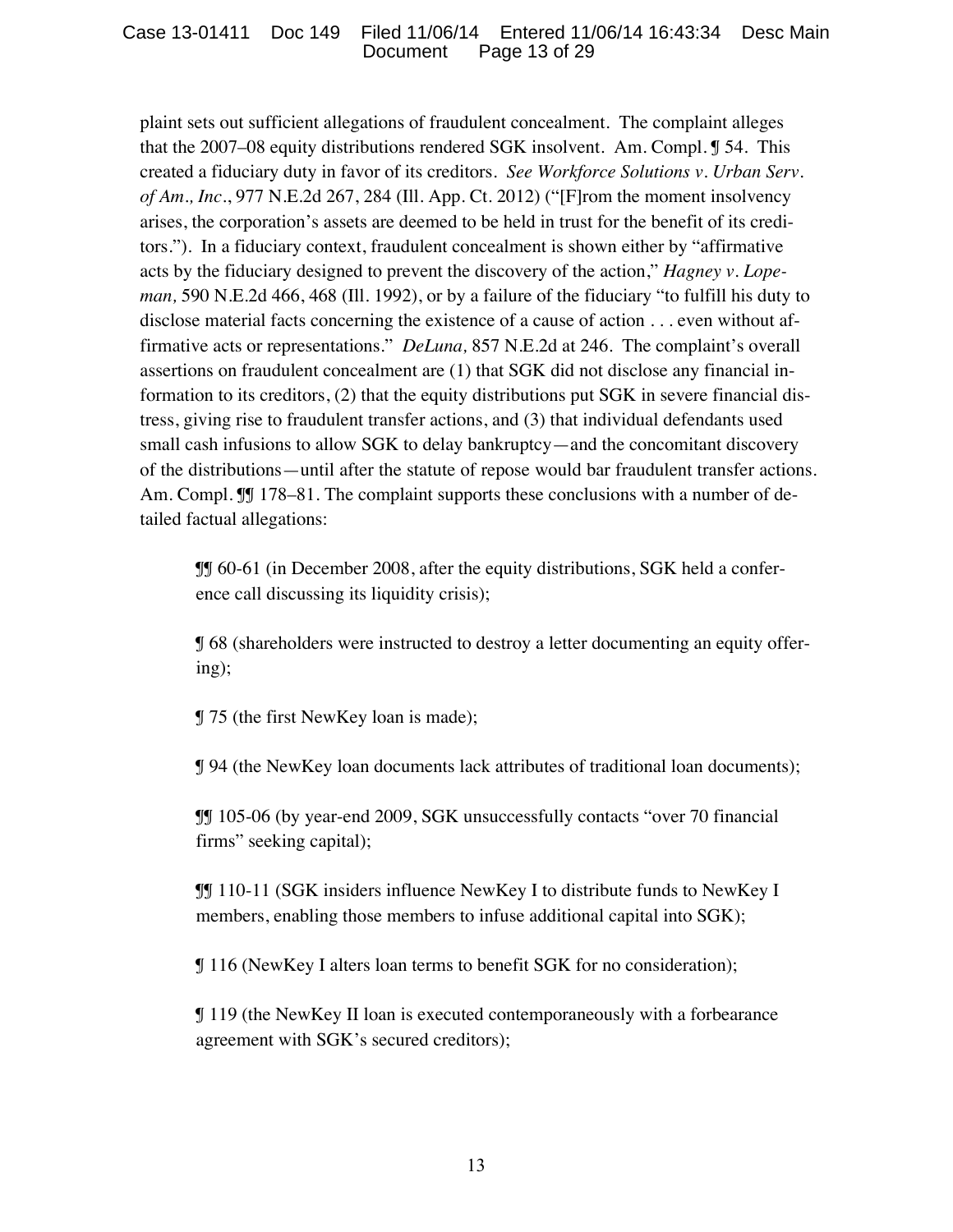plaint sets out sufficient allegations of fraudulent concealment. The complaint alleges that the 2007–08 equity distributions rendered SGK insolvent. Am. Compl. ¶ 54. This created a fiduciary duty in favor of its creditors. *See Workforce Solutions v. Urban Serv. of Am., Inc.*, 977 N.E.2d 267, 284 (Ill. App. Ct. 2012) ("[F]rom the moment insolvency arises, the corporation's assets are deemed to be held in trust for the benefit of its creditors."). In a fiduciary context, fraudulent concealment is shown either by "affirmative acts by the fiduciary designed to prevent the discovery of the action," *Hagney v. Lopeman,* 590 N.E.2d 466, 468 (Ill. 1992), or by a failure of the fiduciary "to fulfill his duty to disclose material facts concerning the existence of a cause of action . . . even without affirmative acts or representations." *DeLuna,* 857 N.E.2d at 246. The complaint's overall assertions on fraudulent concealment are (1) that SGK did not disclose any financial information to its creditors, (2) that the equity distributions put SGK in severe financial distress, giving rise to fraudulent transfer actions, and (3) that individual defendants used small cash infusions to allow SGK to delay bankruptcy—and the concomitant discovery of the distributions—until after the statute of repose would bar fraudulent transfer actions. Am. Compl. ¶¶ 178–81. The complaint supports these conclusions with a number of detailed factual allegations:

> ¶¶ 60-61 (in December 2008, after the equity distributions, SGK held a conference call discussing its liquidity crisis);
>
> ¶ 68 (shareholders were instructed to destroy a letter documenting an equity offering);
>
> ¶ 75 (the first NewKey loan is made);
>
> ¶ 94 (the NewKey loan documents lack attributes of traditional loan documents);
>
> ¶¶ 105-06 (by year-end 2009, SGK unsuccessfully contacts "over 70 financial firms" seeking capital);
>
> ¶¶ 110-11 (SGK insiders influence NewKey I to distribute funds to NewKey I members, enabling those members to infuse additional capital into SGK);
>
> ¶ 116 (NewKey I alters loan terms to benefit SGK for no consideration);
>
> ¶ 119 (the NewKey II loan is executed contemporaneously with a forbearance agreement with SGK's secured creditors);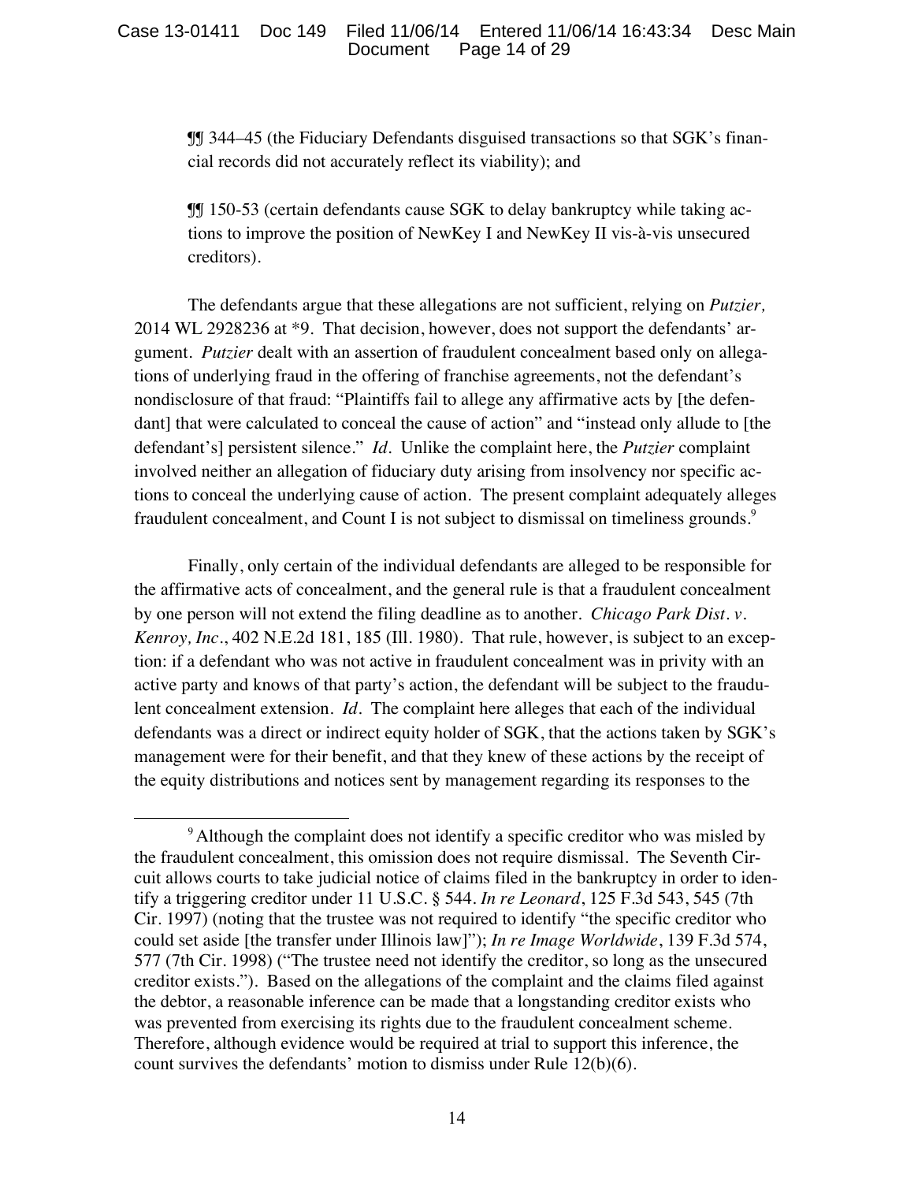¶¶ 344–45 (the Fiduciary Defendants disguised transactions so that SGK's financial records did not accurately reflect its viability); and

¶¶ 150-53 (certain defendants cause SGK to delay bankruptcy while taking actions to improve the position of NewKey I and NewKey II vis-à-vis unsecured creditors).

The defendants argue that these allegations are not sufficient, relying on *Putzier,* 2014 WL 2928236 at *9. That decision, however, does not support the defendants' argument. *Putzier* dealt with an assertion of fraudulent concealment based only on allegations of underlying fraud in the offering of franchise agreements, not the defendant's nondisclosure of that fraud: "Plaintiffs fail to allege any affirmative acts by [the defendant] that were calculated to conceal the cause of action" and "instead only allude to [the defendant's] persistent silence." *Id.* Unlike the complaint here, the *Putzier* complaint involved neither an allegation of fiduciary duty arising from insolvency nor specific actions to conceal the underlying cause of action. The present complaint adequately alleges fraudulent concealment, and Count I is not subject to dismissal on timeliness grounds.[9]

Finally, only certain of the individual defendants are alleged to be responsible for the affirmative acts of concealment, and the general rule is that a fraudulent concealment by one person will not extend the filing deadline as to another. *Chicago Park Dist. v. Kenroy, Inc.*, 402 N.E.2d 181, 185 (Ill. 1980). That rule, however, is subject to an exception: if a defendant who was not active in fraudulent concealment was in privity with an active party and knows of that party's action, the defendant will be subject to the fraudulent concealment extension. *Id.* The complaint here alleges that each of the individual defendants was a direct or indirect equity holder of SGK, that the actions taken by SGK's management were for their benefit, and that they knew of these actions by the receipt of the equity distributions and notices sent by management regarding its responses to the

---

[9] Although the complaint does not identify a specific creditor who was misled by the fraudulent concealment, this omission does not require dismissal. The Seventh Circuit allows courts to take judicial notice of claims filed in the bankruptcy in order to identify a triggering creditor under 11 U.S.C. § 544. *In re Leonard*, 125 F.3d 543, 545 (7th Cir. 1997) (noting that the trustee was not required to identify "the specific creditor who could set aside [the transfer under Illinois law]"); *In re Image Worldwide*, 139 F.3d 574, 577 (7th Cir. 1998) ("The trustee need not identify the creditor, so long as the unsecured creditor exists."). Based on the allegations of the complaint and the claims filed against the debtor, a reasonable inference can be made that a longstanding creditor exists who was prevented from exercising its rights due to the fraudulent concealment scheme. Therefore, although evidence would be required at trial to support this inference, the count survives the defendants' motion to dismiss under Rule 12(b)(6).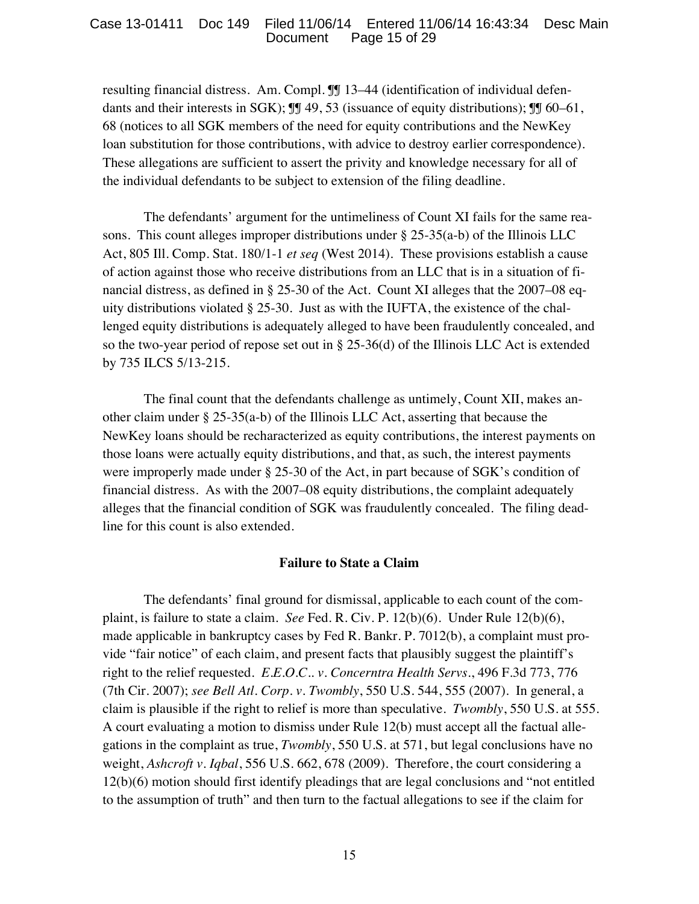resulting financial distress. Am. Compl. ¶¶ 13–44 (identification of individual defendants and their interests in SGK); ¶¶ 49, 53 (issuance of equity distributions); ¶¶ 60–61, 68 (notices to all SGK members of the need for equity contributions and the NewKey loan substitution for those contributions, with advice to destroy earlier correspondence). These allegations are sufficient to assert the privity and knowledge necessary for all of the individual defendants to be subject to extension of the filing deadline.

The defendants' argument for the untimeliness of Count XI fails for the same reasons. This count alleges improper distributions under § 25-35(a-b) of the Illinois LLC Act, 805 Ill. Comp. Stat. 180/1-1 *et seq* (West 2014). These provisions establish a cause of action against those who receive distributions from an LLC that is in a situation of financial distress, as defined in § 25-30 of the Act. Count XI alleges that the 2007–08 equity distributions violated § 25-30. Just as with the IUFTA, the existence of the challenged equity distributions is adequately alleged to have been fraudulently concealed, and so the two-year period of repose set out in § 25-36(d) of the Illinois LLC Act is extended by 735 ILCS 5/13-215.

The final count that the defendants challenge as untimely, Count XII, makes another claim under § 25-35(a-b) of the Illinois LLC Act, asserting that because the NewKey loans should be recharacterized as equity contributions, the interest payments on those loans were actually equity distributions, and that, as such, the interest payments were improperly made under § 25-30 of the Act, in part because of SGK's condition of financial distress. As with the 2007–08 equity distributions, the complaint adequately alleges that the financial condition of SGK was fraudulently concealed. The filing deadline for this count is also extended.

**Failure to State a Claim**

The defendants' final ground for dismissal, applicable to each count of the complaint, is failure to state a claim. *See* Fed. R. Civ. P. 12(b)(6). Under Rule 12(b)(6), made applicable in bankruptcy cases by Fed R. Bankr. P. 7012(b), a complaint must provide "fair notice" of each claim, and present facts that plausibly suggest the plaintiff's right to the relief requested. *E.E.O.C.. v. Concerntra Health Servs.*, 496 F.3d 773, 776 (7th Cir. 2007); *see Bell Atl. Corp. v. Twombly*, 550 U.S. 544, 555 (2007). In general, a claim is plausible if the right to relief is more than speculative. *Twombly*, 550 U.S. at 555. A court evaluating a motion to dismiss under Rule 12(b) must accept all the factual allegations in the complaint as true, *Twombly*, 550 U.S. at 571, but legal conclusions have no weight, *Ashcroft v. Iqbal*, 556 U.S. 662, 678 (2009). Therefore, the court considering a 12(b)(6) motion should first identify pleadings that are legal conclusions and "not entitled to the assumption of truth" and then turn to the factual allegations to see if the claim for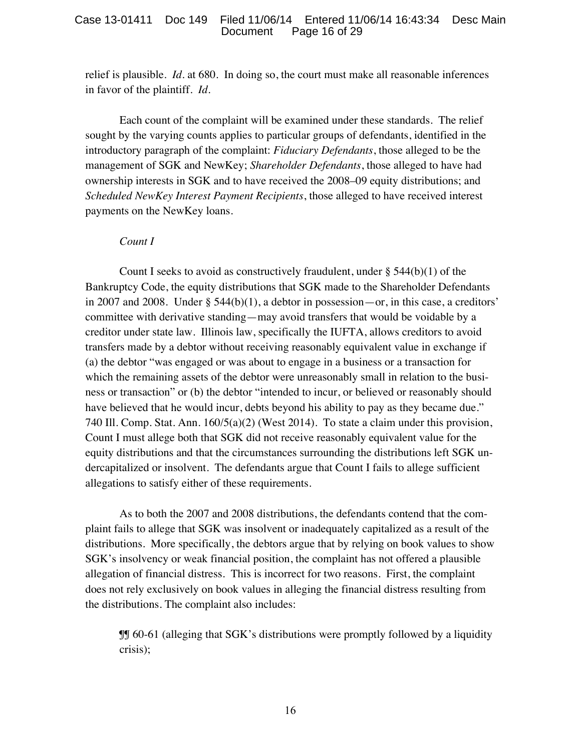relief is plausible. *Id.* at 680. In doing so, the court must make all reasonable inferences in favor of the plaintiff. *Id.*

Each count of the complaint will be examined under these standards. The relief sought by the varying counts applies to particular groups of defendants, identified in the introductory paragraph of the complaint: *Fiduciary Defendants*, those alleged to be the management of SGK and NewKey; *Shareholder Defendants*, those alleged to have had ownership interests in SGK and to have received the 2008–09 equity distributions; and *Scheduled NewKey Interest Payment Recipients*, those alleged to have received interest payments on the NewKey loans.

*Count I*

Count I seeks to avoid as constructively fraudulent, under § 544(b)(1) of the Bankruptcy Code, the equity distributions that SGK made to the Shareholder Defendants in 2007 and 2008. Under § 544(b)(1), a debtor in possession—or, in this case, a creditors' committee with derivative standing—may avoid transfers that would be voidable by a creditor under state law. Illinois law, specifically the IUFTA, allows creditors to avoid transfers made by a debtor without receiving reasonably equivalent value in exchange if (a) the debtor "was engaged or was about to engage in a business or a transaction for which the remaining assets of the debtor were unreasonably small in relation to the business or transaction" or (b) the debtor "intended to incur, or believed or reasonably should have believed that he would incur, debts beyond his ability to pay as they became due." 740 Ill. Comp. Stat. Ann. 160/5(a)(2) (West 2014). To state a claim under this provision, Count I must allege both that SGK did not receive reasonably equivalent value for the equity distributions and that the circumstances surrounding the distributions left SGK undercapitalized or insolvent. The defendants argue that Count I fails to allege sufficient allegations to satisfy either of these requirements.

As to both the 2007 and 2008 distributions, the defendants contend that the complaint fails to allege that SGK was insolvent or inadequately capitalized as a result of the distributions. More specifically, the debtors argue that by relying on book values to show SGK's insolvency or weak financial position, the complaint has not offered a plausible allegation of financial distress. This is incorrect for two reasons. First, the complaint does not rely exclusively on book values in alleging the financial distress resulting from the distributions. The complaint also includes:

> ¶¶ 60-61 (alleging that SGK's distributions were promptly followed by a liquidity crisis);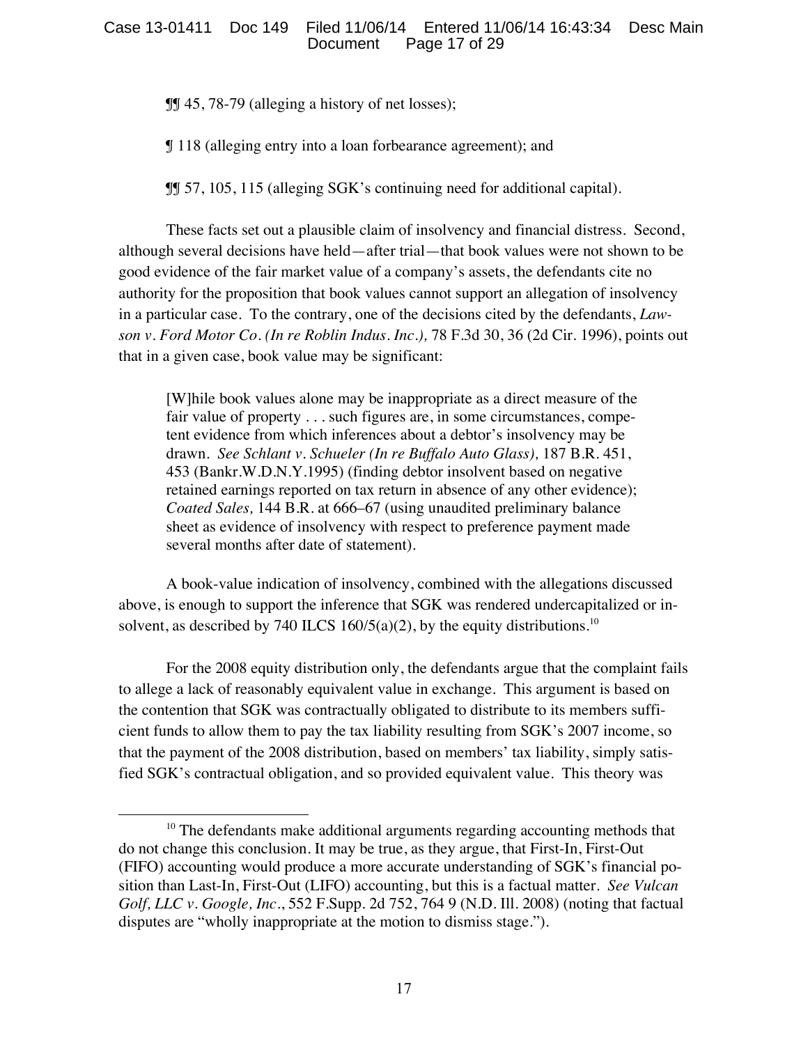¶¶ 45, 78-79 (alleging a history of net losses);

¶ 118 (alleging entry into a loan forbearance agreement); and

¶¶ 57, 105, 115 (alleging SGK's continuing need for additional capital).

These facts set out a plausible claim of insolvency and financial distress. Second, although several decisions have held—after trial—that book values were not shown to be good evidence of the fair market value of a company's assets, the defendants cite no authority for the proposition that book values cannot support an allegation of insolvency in a particular case. To the contrary, one of the decisions cited by the defendants, *Lawson v. Ford Motor Co. (In re Roblin Indus. Inc.),* 78 F.3d 30, 36 (2d Cir. 1996), points out that in a given case, book value may be significant:

> [W]hile book values alone may be inappropriate as a direct measure of the fair value of property . . . such figures are, in some circumstances, competent evidence from which inferences about a debtor's insolvency may be drawn. *See Schlant v. Schueler (In re Buffalo Auto Glass),* 187 B.R. 451, 453 (Bankr.W.D.N.Y.1995) (finding debtor insolvent based on negative retained earnings reported on tax return in absence of any other evidence); *Coated Sales,* 144 B.R. at 666–67 (using unaudited preliminary balance sheet as evidence of insolvency with respect to preference payment made several months after date of statement).

A book-value indication of insolvency, combined with the allegations discussed above, is enough to support the inference that SGK was rendered undercapitalized or insolvent, as described by 740 ILCS 160/5(a)(2), by the equity distributions.[10]

For the 2008 equity distribution only, the defendants argue that the complaint fails to allege a lack of reasonably equivalent value in exchange. This argument is based on the contention that SGK was contractually obligated to distribute to its members sufficient funds to allow them to pay the tax liability resulting from SGK's 2007 income, so that the payment of the 2008 distribution, based on members' tax liability, simply satisfied SGK's contractual obligation, and so provided equivalent value. This theory was

---

[10] The defendants make additional arguments regarding accounting methods that do not change this conclusion. It may be true, as they argue, that First-In, First-Out (FIFO) accounting would produce a more accurate understanding of SGK's financial position than Last-In, First-Out (LIFO) accounting, but this is a factual matter. *See Vulcan Golf, LLC v. Google, Inc*., 552 F.Supp. 2d 752, 764 9 (N.D. Ill. 2008) (noting that factual disputes are "wholly inappropriate at the motion to dismiss stage.").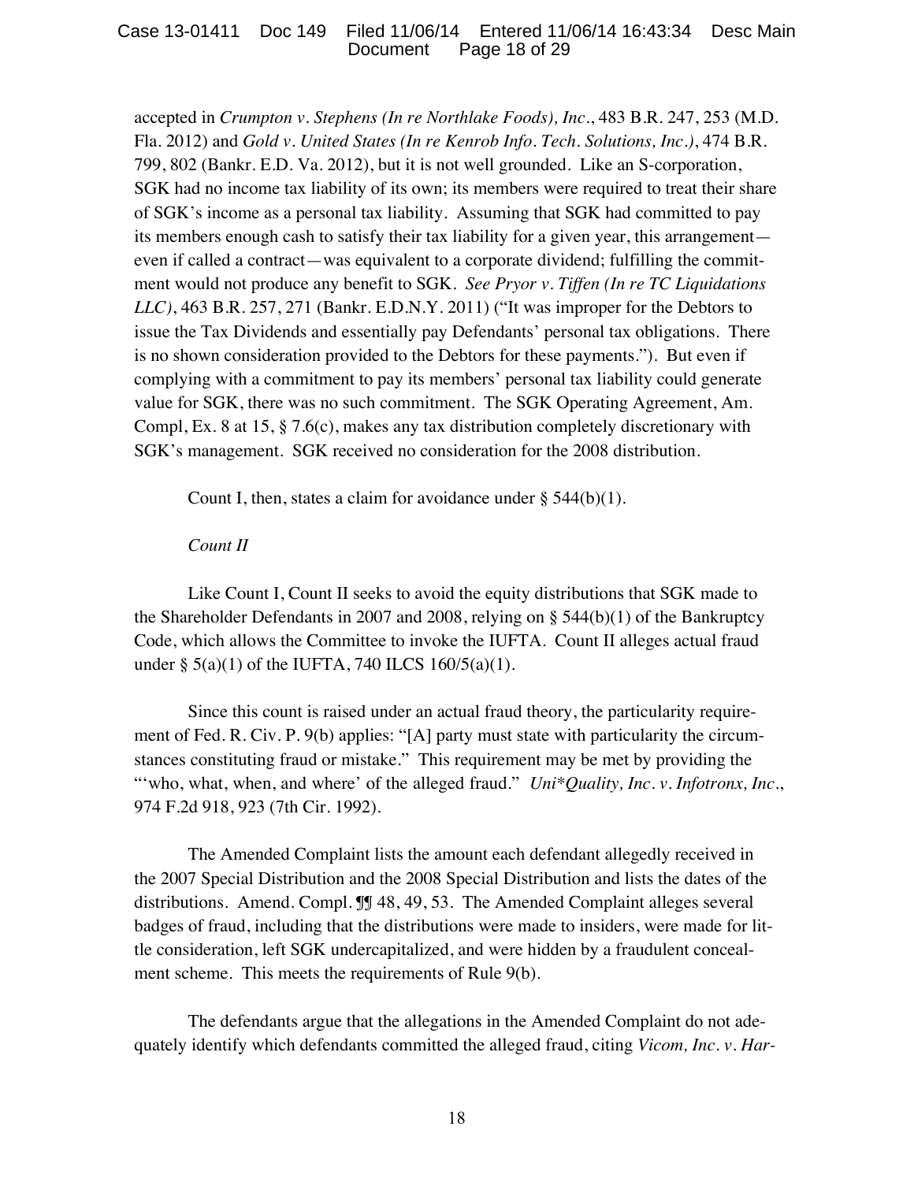accepted in *Crumpton v. Stephens (In re Northlake Foods), Inc.*, 483 B.R. 247, 253 (M.D. Fla. 2012) and *Gold v. United States (In re Kenrob Info. Tech. Solutions, Inc.)*, 474 B.R. 799, 802 (Bankr. E.D. Va. 2012), but it is not well grounded. Like an S-corporation, SGK had no income tax liability of its own; its members were required to treat their share of SGK's income as a personal tax liability. Assuming that SGK had committed to pay its members enough cash to satisfy their tax liability for a given year, this arrangement—even if called a contract—was equivalent to a corporate dividend; fulfilling the commitment would not produce any benefit to SGK. *See Pryor v. Tiffen (In re TC Liquidations LLC)*, 463 B.R. 257, 271 (Bankr. E.D.N.Y. 2011) ("It was improper for the Debtors to issue the Tax Dividends and essentially pay Defendants' personal tax obligations. There is no shown consideration provided to the Debtors for these payments."). But even if complying with a commitment to pay its members' personal tax liability could generate value for SGK, there was no such commitment. The SGK Operating Agreement, Am. Compl, Ex. 8 at 15, § 7.6(c), makes any tax distribution completely discretionary with SGK's management. SGK received no consideration for the 2008 distribution.

Count I, then, states a claim for avoidance under § 544(b)(1).

*Count II*

Like Count I, Count II seeks to avoid the equity distributions that SGK made to the Shareholder Defendants in 2007 and 2008, relying on § 544(b)(1) of the Bankruptcy Code, which allows the Committee to invoke the IUFTA. Count II alleges actual fraud under § 5(a)(1) of the IUFTA, 740 ILCS 160/5(a)(1).

Since this count is raised under an actual fraud theory, the particularity requirement of Fed. R. Civ. P. 9(b) applies: "[A] party must state with particularity the circumstances constituting fraud or mistake." This requirement may be met by providing the "'who, what, when, and where' of the alleged fraud." *Uni*Quality, Inc. v. Infotronx, Inc.*, 974 F.2d 918, 923 (7th Cir. 1992).

The Amended Complaint lists the amount each defendant allegedly received in the 2007 Special Distribution and the 2008 Special Distribution and lists the dates of the distributions. Amend. Compl. ¶¶ 48, 49, 53. The Amended Complaint alleges several badges of fraud, including that the distributions were made to insiders, were made for little consideration, left SGK undercapitalized, and were hidden by a fraudulent concealment scheme. This meets the requirements of Rule 9(b).

The defendants argue that the allegations in the Amended Complaint do not adequately identify which defendants committed the alleged fraud, citing *Vicom, Inc. v. Har-*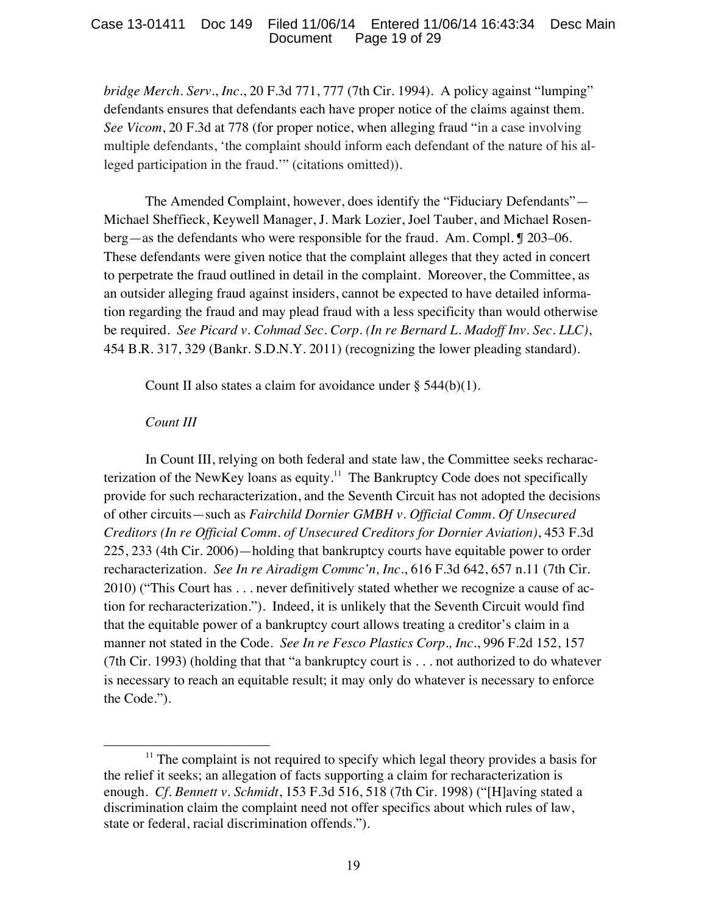*bridge Merch. Serv., Inc.*, 20 F.3d 771, 777 (7th Cir. 1994). A policy against "lumping" defendants ensures that defendants each have proper notice of the claims against them. *See Vicom*, 20 F.3d at 778 (for proper notice, when alleging fraud "in a case involving multiple defendants, 'the complaint should inform each defendant of the nature of his alleged participation in the fraud.'" (citations omitted)).

The Amended Complaint, however, does identify the "Fiduciary Defendants"—Michael Sheffieck, Keywell Manager, J. Mark Lozier, Joel Tauber, and Michael Rosenberg—as the defendants who were responsible for the fraud. Am. Compl. ¶ 203–06. These defendants were given notice that the complaint alleges that they acted in concert to perpetrate the fraud outlined in detail in the complaint. Moreover, the Committee, as an outsider alleging fraud against insiders, cannot be expected to have detailed information regarding the fraud and may plead fraud with a less specificity than would otherwise be required. *See Picard v. Cohmad Sec. Corp. (In re Bernard L. Madoff Inv. Sec. LLC)*, 454 B.R. 317, 329 (Bankr. S.D.N.Y. 2011) (recognizing the lower pleading standard).

Count II also states a claim for avoidance under § 544(b)(1).

*Count III*

In Count III, relying on both federal and state law, the Committee seeks recharacterization of the NewKey loans as equity.[11] The Bankruptcy Code does not specifically provide for such recharacterization, and the Seventh Circuit has not adopted the decisions of other circuits—such as *Fairchild Dornier GMBH v. Official Comm. Of Unsecured Creditors (In re Official Comm. of Unsecured Creditors for Dornier Aviation)*, 453 F.3d 225, 233 (4th Cir. 2006)—holding that bankruptcy courts have equitable power to order recharacterization. *See In re Airadigm Commc'n, Inc.*, 616 F.3d 642, 657 n.11 (7th Cir. 2010) ("This Court has . . . never definitively stated whether we recognize a cause of action for recharacterization."). Indeed, it is unlikely that the Seventh Circuit would find that the equitable power of a bankruptcy court allows treating a creditor's claim in a manner not stated in the Code. *See In re Fesco Plastics Corp., Inc.*, 996 F.2d 152, 157 (7th Cir. 1993) (holding that that "a bankruptcy court is . . . not authorized to do whatever is necessary to reach an equitable result; it may only do whatever is necessary to enforce the Code.").

[11] The complaint is not required to specify which legal theory provides a basis for the relief it seeks; an allegation of facts supporting a claim for recharacterization is enough. *Cf. Bennett v. Schmidt*, 153 F.3d 516, 518 (7th Cir. 1998) ("[H]aving stated a discrimination claim the complaint need not offer specifics about which rules of law, state or federal, racial discrimination offends.").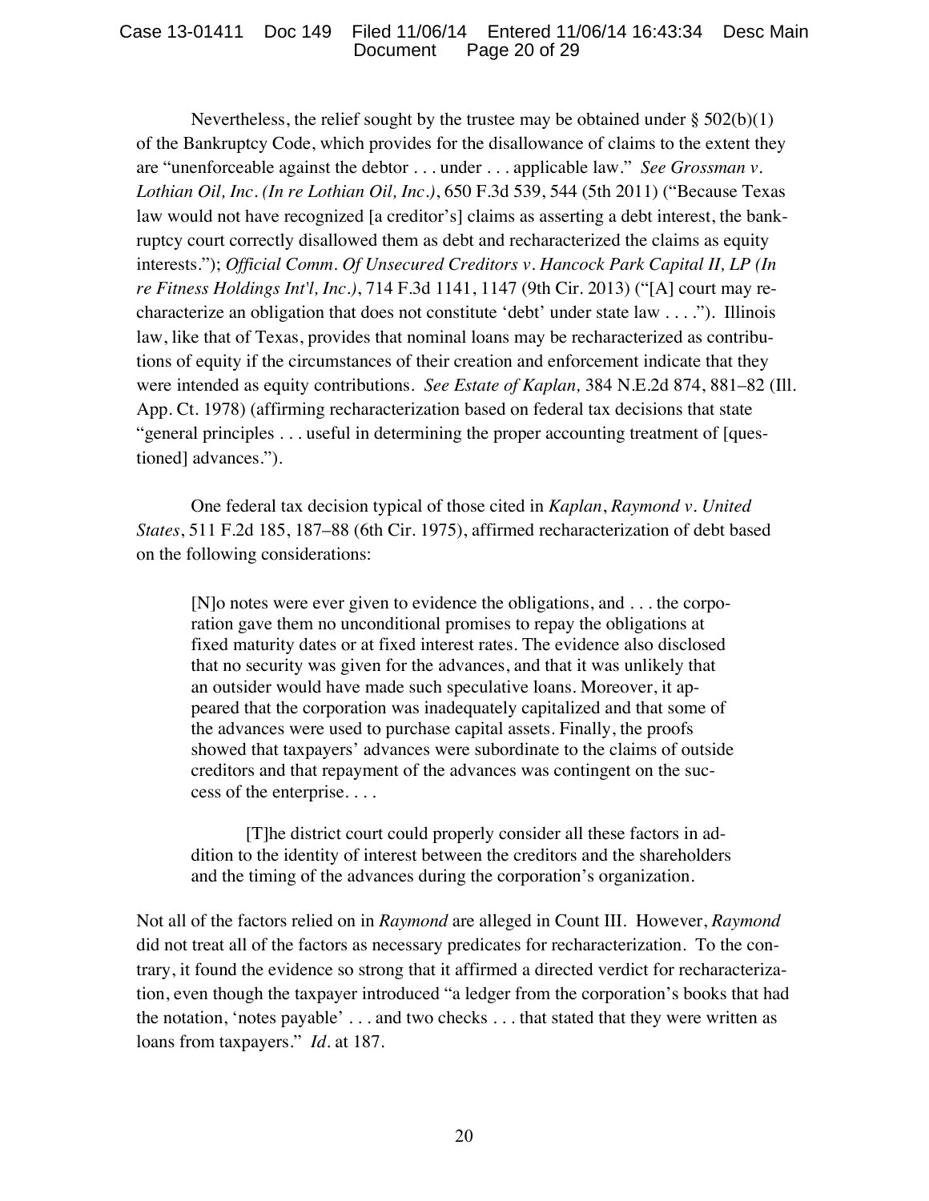Nevertheless, the relief sought by the trustee may be obtained under § 502(b)(1) of the Bankruptcy Code, which provides for the disallowance of claims to the extent they are "unenforceable against the debtor . . . under . . . applicable law." *See Grossman v. Lothian Oil, Inc. (In re Lothian Oil, Inc.)*, 650 F.3d 539, 544 (5th 2011) ("Because Texas law would not have recognized [a creditor's] claims as asserting a debt interest, the bankruptcy court correctly disallowed them as debt and recharacterized the claims as equity interests."); *Official Comm. Of Unsecured Creditors v. Hancock Park Capital II, LP (In re Fitness Holdings Int'l, Inc.)*, 714 F.3d 1141, 1147 (9th Cir. 2013) ("[A] court may recharacterize an obligation that does not constitute 'debt' under state law . . . ."). Illinois law, like that of Texas, provides that nominal loans may be recharacterized as contributions of equity if the circumstances of their creation and enforcement indicate that they were intended as equity contributions. *See Estate of Kaplan,* 384 N.E.2d 874, 881–82 (Ill. App. Ct. 1978) (affirming recharacterization based on federal tax decisions that state "general principles . . . useful in determining the proper accounting treatment of [questioned] advances.").

One federal tax decision typical of those cited in *Kaplan*, *Raymond v. United States*, 511 F.2d 185, 187–88 (6th Cir. 1975), affirmed recharacterization of debt based on the following considerations:

> [N]o notes were ever given to evidence the obligations, and . . . the corporation gave them no unconditional promises to repay the obligations at fixed maturity dates or at fixed interest rates. The evidence also disclosed that no security was given for the advances, and that it was unlikely that an outsider would have made such speculative loans. Moreover, it appeared that the corporation was inadequately capitalized and that some of the advances were used to purchase capital assets. Finally, the proofs showed that taxpayers' advances were subordinate to the claims of outside creditors and that repayment of the advances was contingent on the success of the enterprise. . . .
>
> [T]he district court could properly consider all these factors in addition to the identity of interest between the creditors and the shareholders and the timing of the advances during the corporation's organization.

Not all of the factors relied on in *Raymond* are alleged in Count III. However, *Raymond* did not treat all of the factors as necessary predicates for recharacterization. To the contrary, it found the evidence so strong that it affirmed a directed verdict for recharacterization, even though the taxpayer introduced "a ledger from the corporation's books that had the notation, 'notes payable' . . . and two checks . . . that stated that they were written as loans from taxpayers." *Id.* at 187.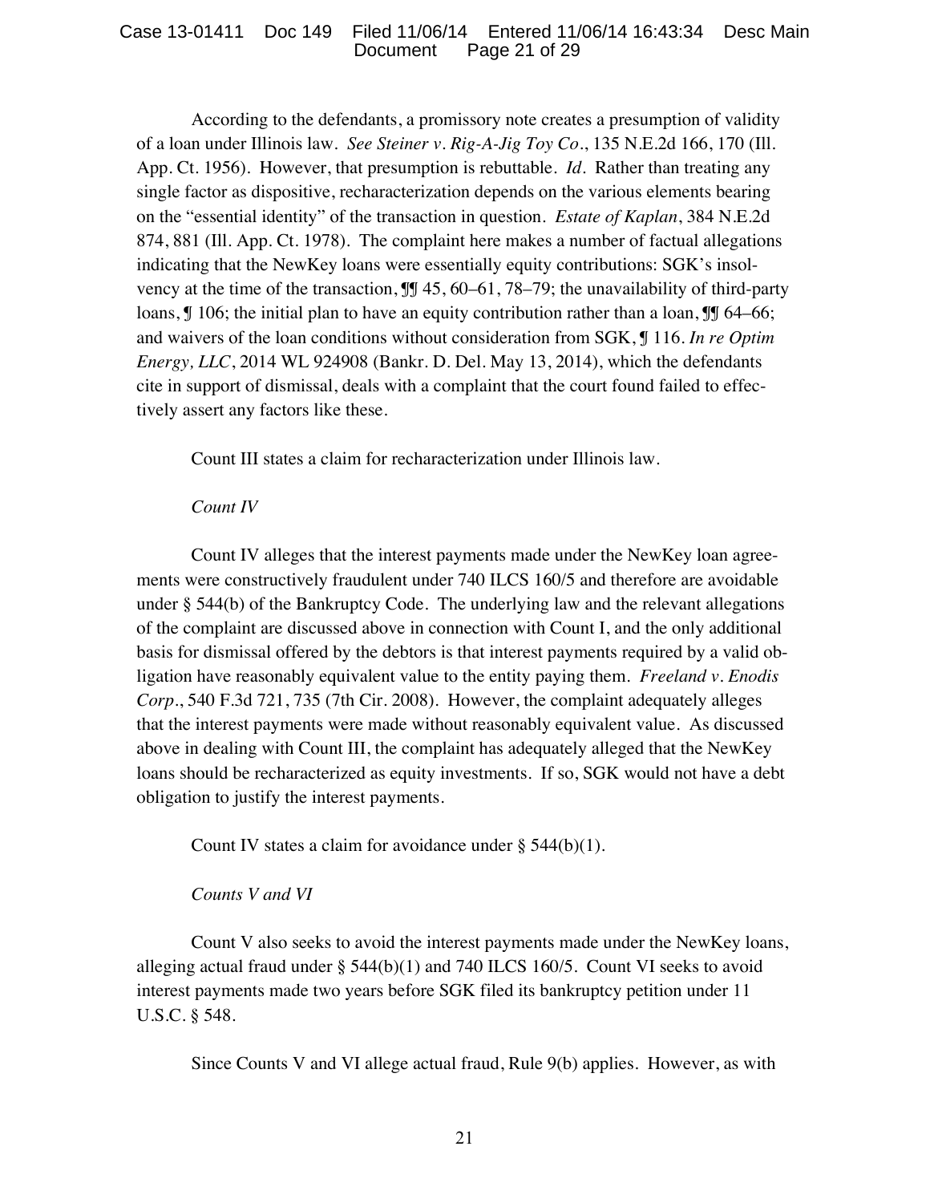According to the defendants, a promissory note creates a presumption of validity of a loan under Illinois law. *See Steiner v. Rig-A-Jig Toy Co*., 135 N.E.2d 166, 170 (Ill. App. Ct. 1956). However, that presumption is rebuttable. *Id*. Rather than treating any single factor as dispositive, recharacterization depends on the various elements bearing on the "essential identity" of the transaction in question. *Estate of Kaplan*, 384 N.E.2d 874, 881 (Ill. App. Ct. 1978). The complaint here makes a number of factual allegations indicating that the NewKey loans were essentially equity contributions: SGK's insolvency at the time of the transaction, ¶¶ 45, 60–61, 78–79; the unavailability of third-party loans, ¶ 106; the initial plan to have an equity contribution rather than a loan, ¶¶ 64–66; and waivers of the loan conditions without consideration from SGK, ¶ 116. *In re Optim Energy, LLC*, 2014 WL 924908 (Bankr. D. Del. May 13, 2014), which the defendants cite in support of dismissal, deals with a complaint that the court found failed to effectively assert any factors like these.

Count III states a claim for recharacterization under Illinois law.

*Count IV*

Count IV alleges that the interest payments made under the NewKey loan agreements were constructively fraudulent under 740 ILCS 160/5 and therefore are avoidable under § 544(b) of the Bankruptcy Code. The underlying law and the relevant allegations of the complaint are discussed above in connection with Count I, and the only additional basis for dismissal offered by the debtors is that interest payments required by a valid obligation have reasonably equivalent value to the entity paying them. *Freeland v. Enodis Corp*., 540 F.3d 721, 735 (7th Cir. 2008). However, the complaint adequately alleges that the interest payments were made without reasonably equivalent value. As discussed above in dealing with Count III, the complaint has adequately alleged that the NewKey loans should be recharacterized as equity investments. If so, SGK would not have a debt obligation to justify the interest payments.

Count IV states a claim for avoidance under § 544(b)(1).

*Counts V and VI*

Count V also seeks to avoid the interest payments made under the NewKey loans, alleging actual fraud under § 544(b)(1) and 740 ILCS 160/5. Count VI seeks to avoid interest payments made two years before SGK filed its bankruptcy petition under 11 U.S.C. § 548.

Since Counts V and VI allege actual fraud, Rule 9(b) applies. However, as with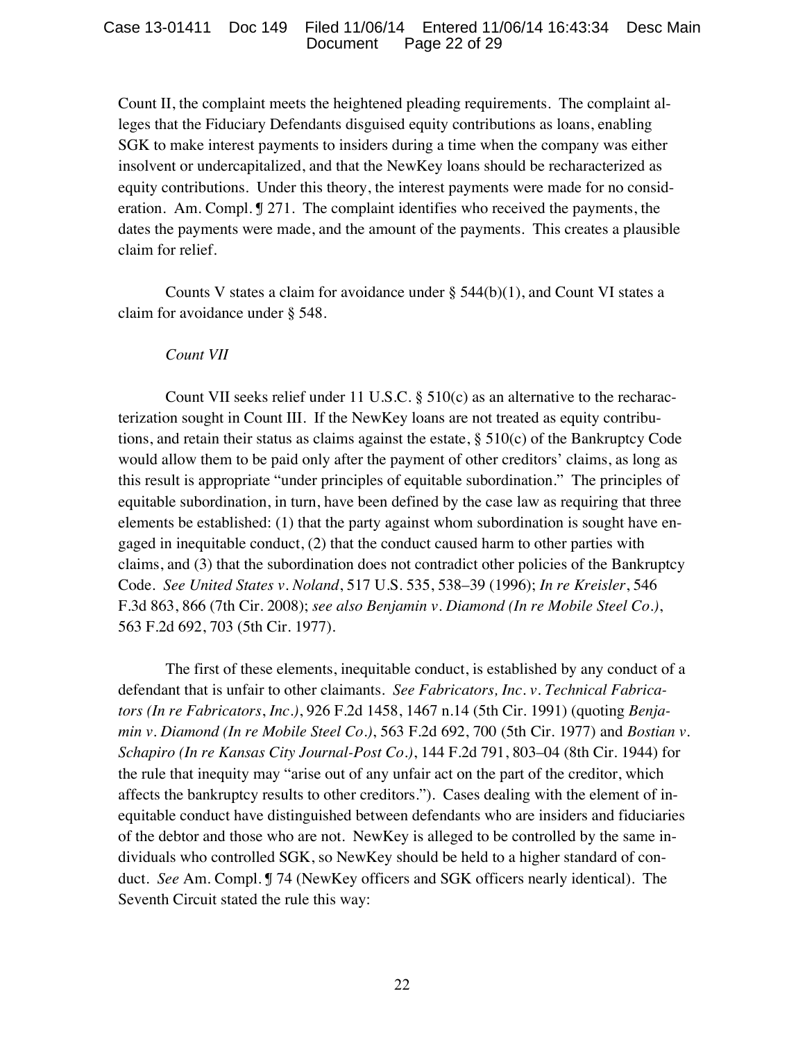Count II, the complaint meets the heightened pleading requirements. The complaint alleges that the Fiduciary Defendants disguised equity contributions as loans, enabling SGK to make interest payments to insiders during a time when the company was either insolvent or undercapitalized, and that the NewKey loans should be recharacterized as equity contributions. Under this theory, the interest payments were made for no consideration. Am. Compl. ¶ 271. The complaint identifies who received the payments, the dates the payments were made, and the amount of the payments. This creates a plausible claim for relief.

Counts V states a claim for avoidance under § 544(b)(1), and Count VI states a claim for avoidance under § 548.

*Count VII*

Count VII seeks relief under 11 U.S.C. § 510(c) as an alternative to the recharacterization sought in Count III. If the NewKey loans are not treated as equity contributions, and retain their status as claims against the estate, § 510(c) of the Bankruptcy Code would allow them to be paid only after the payment of other creditors' claims, as long as this result is appropriate "under principles of equitable subordination." The principles of equitable subordination, in turn, have been defined by the case law as requiring that three elements be established: (1) that the party against whom subordination is sought have engaged in inequitable conduct, (2) that the conduct caused harm to other parties with claims, and (3) that the subordination does not contradict other policies of the Bankruptcy Code. *See United States v. Noland*, 517 U.S. 535, 538–39 (1996); *In re Kreisler*, 546 F.3d 863, 866 (7th Cir. 2008); *see also Benjamin v. Diamond (In re Mobile Steel Co.)*, 563 F.2d 692, 703 (5th Cir. 1977).

The first of these elements, inequitable conduct, is established by any conduct of a defendant that is unfair to other claimants. *See Fabricators, Inc. v. Technical Fabricators (In re Fabricators, Inc.)*, 926 F.2d 1458, 1467 n.14 (5th Cir. 1991) (quoting *Benjamin v. Diamond (In re Mobile Steel Co.)*, 563 F.2d 692, 700 (5th Cir. 1977) and *Bostian v. Schapiro (In re Kansas City Journal-Post Co.)*, 144 F.2d 791, 803–04 (8th Cir. 1944) for the rule that inequity may "arise out of any unfair act on the part of the creditor, which affects the bankruptcy results to other creditors."). Cases dealing with the element of inequitable conduct have distinguished between defendants who are insiders and fiduciaries of the debtor and those who are not. NewKey is alleged to be controlled by the same individuals who controlled SGK, so NewKey should be held to a higher standard of conduct. *See* Am. Compl. ¶ 74 (NewKey officers and SGK officers nearly identical). The Seventh Circuit stated the rule this way: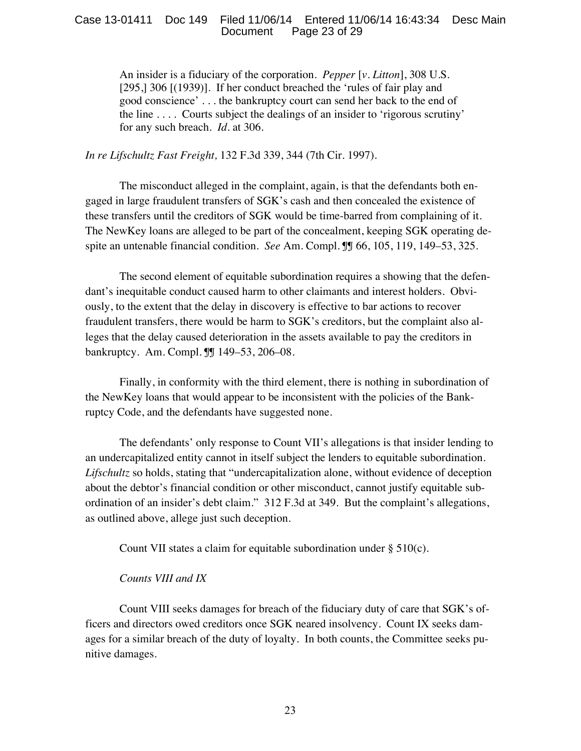> An insider is a fiduciary of the corporation. *Pepper* [*v. Litton*], 308 U.S. [295,] 306 [(1939)]. If her conduct breached the 'rules of fair play and good conscience' . . . the bankruptcy court can send her back to the end of the line . . . . Courts subject the dealings of an insider to 'rigorous scrutiny' for any such breach. *Id.* at 306.

*In re Lifschultz Fast Freight,* 132 F.3d 339, 344 (7th Cir. 1997).

The misconduct alleged in the complaint, again, is that the defendants both engaged in large fraudulent transfers of SGK's cash and then concealed the existence of these transfers until the creditors of SGK would be time-barred from complaining of it. The NewKey loans are alleged to be part of the concealment, keeping SGK operating despite an untenable financial condition. *See* Am. Compl. ¶¶ 66, 105, 119, 149–53, 325.

The second element of equitable subordination requires a showing that the defendant's inequitable conduct caused harm to other claimants and interest holders. Obviously, to the extent that the delay in discovery is effective to bar actions to recover fraudulent transfers, there would be harm to SGK's creditors, but the complaint also alleges that the delay caused deterioration in the assets available to pay the creditors in bankruptcy. Am. Compl. ¶¶ 149–53, 206–08.

Finally, in conformity with the third element, there is nothing in subordination of the NewKey loans that would appear to be inconsistent with the policies of the Bankruptcy Code, and the defendants have suggested none.

The defendants' only response to Count VII's allegations is that insider lending to an undercapitalized entity cannot in itself subject the lenders to equitable subordination. *Lifschultz* so holds, stating that "undercapitalization alone, without evidence of deception about the debtor's financial condition or other misconduct, cannot justify equitable subordination of an insider's debt claim." 312 F.3d at 349. But the complaint's allegations, as outlined above, allege just such deception.

Count VII states a claim for equitable subordination under § 510(c).

*Counts VIII and IX*

Count VIII seeks damages for breach of the fiduciary duty of care that SGK's officers and directors owed creditors once SGK neared insolvency. Count IX seeks damages for a similar breach of the duty of loyalty. In both counts, the Committee seeks punitive damages.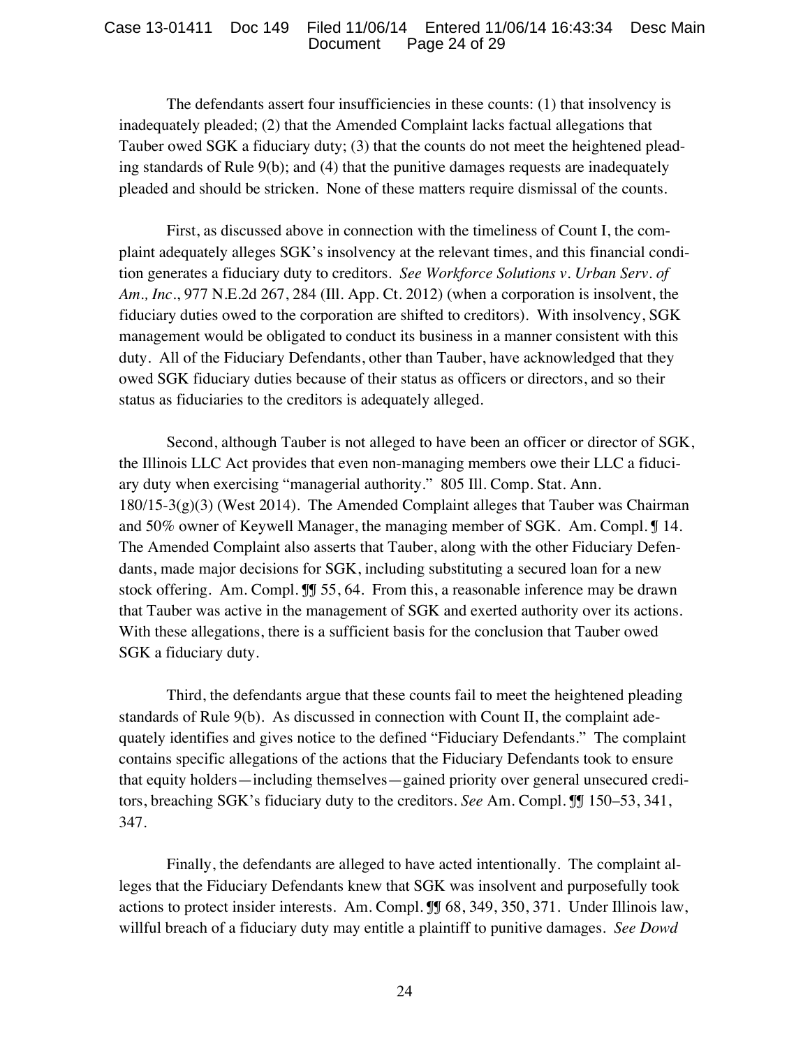The defendants assert four insufficiencies in these counts: (1) that insolvency is inadequately pleaded; (2) that the Amended Complaint lacks factual allegations that Tauber owed SGK a fiduciary duty; (3) that the counts do not meet the heightened pleading standards of Rule 9(b); and (4) that the punitive damages requests are inadequately pleaded and should be stricken. None of these matters require dismissal of the counts.

First, as discussed above in connection with the timeliness of Count I, the complaint adequately alleges SGK's insolvency at the relevant times, and this financial condition generates a fiduciary duty to creditors. *See Workforce Solutions v. Urban Serv. of Am., Inc.*, 977 N.E.2d 267, 284 (Ill. App. Ct. 2012) (when a corporation is insolvent, the fiduciary duties owed to the corporation are shifted to creditors). With insolvency, SGK management would be obligated to conduct its business in a manner consistent with this duty. All of the Fiduciary Defendants, other than Tauber, have acknowledged that they owed SGK fiduciary duties because of their status as officers or directors, and so their status as fiduciaries to the creditors is adequately alleged.

Second, although Tauber is not alleged to have been an officer or director of SGK, the Illinois LLC Act provides that even non-managing members owe their LLC a fiduciary duty when exercising "managerial authority." 805 Ill. Comp. Stat. Ann. 180/15-3(g)(3) (West 2014). The Amended Complaint alleges that Tauber was Chairman and 50% owner of Keywell Manager, the managing member of SGK. Am. Compl. ¶ 14. The Amended Complaint also asserts that Tauber, along with the other Fiduciary Defendants, made major decisions for SGK, including substituting a secured loan for a new stock offering. Am. Compl. ¶¶ 55, 64. From this, a reasonable inference may be drawn that Tauber was active in the management of SGK and exerted authority over its actions. With these allegations, there is a sufficient basis for the conclusion that Tauber owed SGK a fiduciary duty.

Third, the defendants argue that these counts fail to meet the heightened pleading standards of Rule 9(b). As discussed in connection with Count II, the complaint adequately identifies and gives notice to the defined "Fiduciary Defendants." The complaint contains specific allegations of the actions that the Fiduciary Defendants took to ensure that equity holders—including themselves—gained priority over general unsecured creditors, breaching SGK's fiduciary duty to the creditors. *See* Am. Compl. ¶¶ 150–53, 341, 347.

Finally, the defendants are alleged to have acted intentionally. The complaint alleges that the Fiduciary Defendants knew that SGK was insolvent and purposefully took actions to protect insider interests. Am. Compl. ¶¶ 68, 349, 350, 371. Under Illinois law, willful breach of a fiduciary duty may entitle a plaintiff to punitive damages. *See Dowd*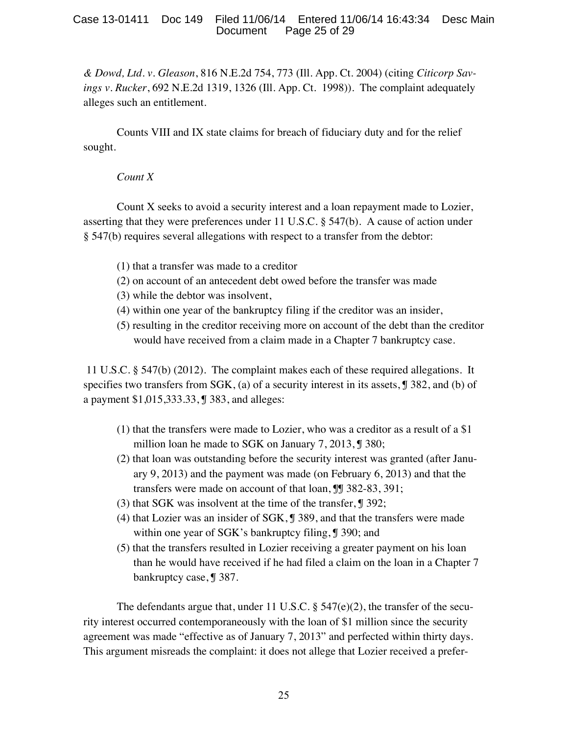*& Dowd, Ltd. v. Gleason*, 816 N.E.2d 754, 773 (Ill. App. Ct. 2004) (citing *Citicorp Savings v. Rucker*, 692 N.E.2d 1319, 1326 (Ill. App. Ct. 1998)). The complaint adequately alleges such an entitlement.

Counts VIII and IX state claims for breach of fiduciary duty and for the relief sought.

*Count X*

Count X seeks to avoid a security interest and a loan repayment made to Lozier, asserting that they were preferences under 11 U.S.C. § 547(b). A cause of action under § 547(b) requires several allegations with respect to a transfer from the debtor:

(1) that a transfer was made to a creditor
(2) on account of an antecedent debt owed before the transfer was made
(3) while the debtor was insolvent,
(4) within one year of the bankruptcy filing if the creditor was an insider,
(5) resulting in the creditor receiving more on account of the debt than the creditor would have received from a claim made in a Chapter 7 bankruptcy case.

11 U.S.C. § 547(b) (2012). The complaint makes each of these required allegations. It specifies two transfers from SGK, (a) of a security interest in its assets, ¶ 382, and (b) of a payment $1,015,333.33, ¶ 383, and alleges:

(1) that the transfers were made to Lozier, who was a creditor as a result of a $1 million loan he made to SGK on January 7, 2013, ¶ 380;
(2) that loan was outstanding before the security interest was granted (after January 9, 2013) and the payment was made (on February 6, 2013) and that the transfers were made on account of that loan, ¶¶ 382-83, 391;
(3) that SGK was insolvent at the time of the transfer, ¶ 392;
(4) that Lozier was an insider of SGK, ¶ 389, and that the transfers were made within one year of SGK's bankruptcy filing, ¶ 390; and
(5) that the transfers resulted in Lozier receiving a greater payment on his loan than he would have received if he had filed a claim on the loan in a Chapter 7 bankruptcy case, ¶ 387.

The defendants argue that, under 11 U.S.C. § 547(e)(2), the transfer of the security interest occurred contemporaneously with the loan of $1 million since the security agreement was made "effective as of January 7, 2013" and perfected within thirty days. This argument misreads the complaint: it does not allege that Lozier received a prefer-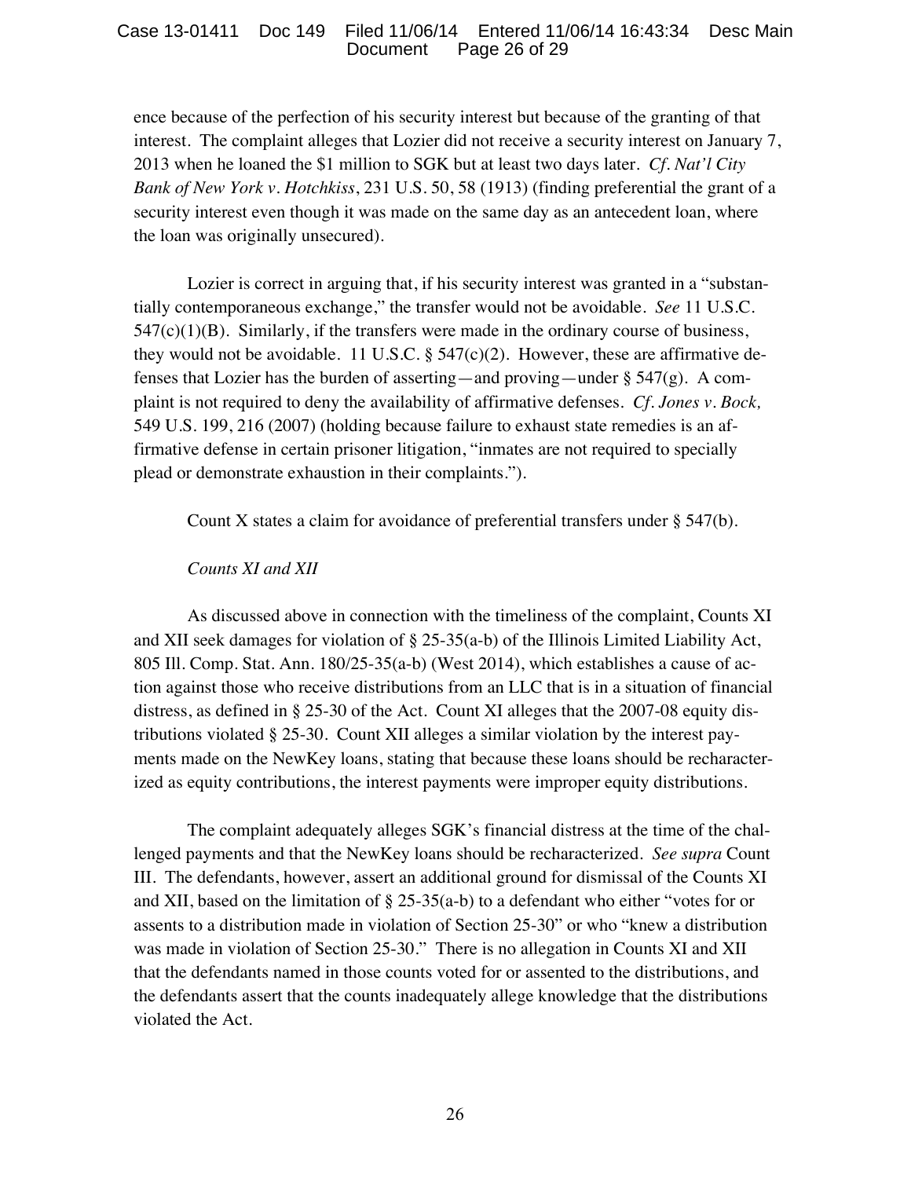ence because of the perfection of his security interest but because of the granting of that interest. The complaint alleges that Lozier did not receive a security interest on January 7, 2013 when he loaned the $1 million to SGK but at least two days later. *Cf. Nat'l City Bank of New York v. Hotchkiss*, 231 U.S. 50, 58 (1913) (finding preferential the grant of a security interest even though it was made on the same day as an antecedent loan, where the loan was originally unsecured).

Lozier is correct in arguing that, if his security interest was granted in a "substantially contemporaneous exchange," the transfer would not be avoidable. *See* 11 U.S.C. 547(c)(1)(B). Similarly, if the transfers were made in the ordinary course of business, they would not be avoidable. 11 U.S.C. § 547(c)(2). However, these are affirmative defenses that Lozier has the burden of asserting—and proving—under § 547(g). A complaint is not required to deny the availability of affirmative defenses. *Cf. Jones v. Bock,* 549 U.S. 199, 216 (2007) (holding because failure to exhaust state remedies is an affirmative defense in certain prisoner litigation, "inmates are not required to specially plead or demonstrate exhaustion in their complaints.").

Count X states a claim for avoidance of preferential transfers under § 547(b).

*Counts XI and XII*

As discussed above in connection with the timeliness of the complaint, Counts XI and XII seek damages for violation of § 25-35(a-b) of the Illinois Limited Liability Act, 805 Ill. Comp. Stat. Ann. 180/25-35(a-b) (West 2014), which establishes a cause of action against those who receive distributions from an LLC that is in a situation of financial distress, as defined in § 25-30 of the Act. Count XI alleges that the 2007-08 equity distributions violated § 25-30. Count XII alleges a similar violation by the interest payments made on the NewKey loans, stating that because these loans should be recharacterized as equity contributions, the interest payments were improper equity distributions.

The complaint adequately alleges SGK's financial distress at the time of the challenged payments and that the NewKey loans should be recharacterized. *See supra* Count III. The defendants, however, assert an additional ground for dismissal of the Counts XI and XII, based on the limitation of § 25-35(a-b) to a defendant who either "votes for or assents to a distribution made in violation of Section 25-30" or who "knew a distribution was made in violation of Section 25-30." There is no allegation in Counts XI and XII that the defendants named in those counts voted for or assented to the distributions, and the defendants assert that the counts inadequately allege knowledge that the distributions violated the Act.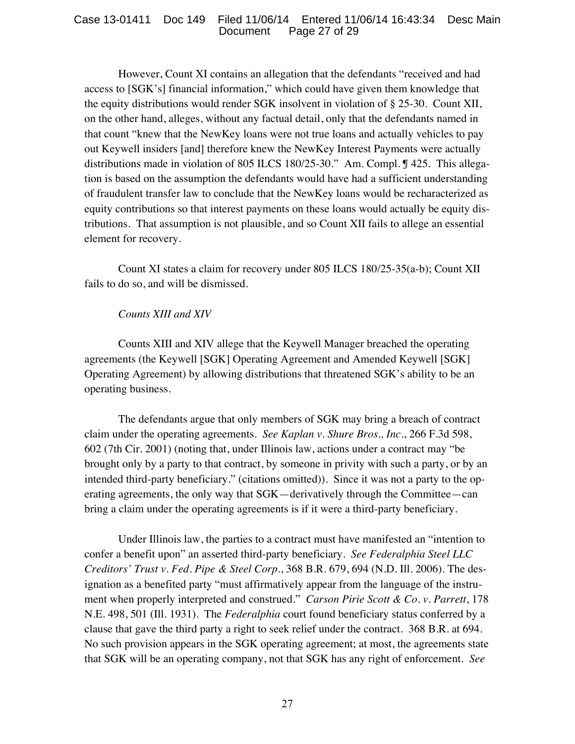However, Count XI contains an allegation that the defendants "received and had access to [SGK's] financial information," which could have given them knowledge that the equity distributions would render SGK insolvent in violation of § 25-30. Count XII, on the other hand, alleges, without any factual detail, only that the defendants named in that count "knew that the NewKey loans were not true loans and actually vehicles to pay out Keywell insiders [and] therefore knew the NewKey Interest Payments were actually distributions made in violation of 805 ILCS 180/25-30." Am. Compl. ¶ 425. This allegation is based on the assumption the defendants would have had a sufficient understanding of fraudulent transfer law to conclude that the NewKey loans would be recharacterized as equity contributions so that interest payments on these loans would actually be equity distributions. That assumption is not plausible, and so Count XII fails to allege an essential element for recovery.

Count XI states a claim for recovery under 805 ILCS 180/25-35(a-b); Count XII fails to do so, and will be dismissed.

*Counts XIII and XIV*

Counts XIII and XIV allege that the Keywell Manager breached the operating agreements (the Keywell [SGK] Operating Agreement and Amended Keywell [SGK] Operating Agreement) by allowing distributions that threatened SGK's ability to be an operating business.

The defendants argue that only members of SGK may bring a breach of contract claim under the operating agreements. *See Kaplan v. Shure Bros., Inc.*, 266 F.3d 598, 602 (7th Cir. 2001) (noting that, under Illinois law, actions under a contract may "be brought only by a party to that contract, by someone in privity with such a party, or by an intended third-party beneficiary." (citations omitted)). Since it was not a party to the operating agreements, the only way that SGK—derivatively through the Committee—can bring a claim under the operating agreements is if it were a third-party beneficiary.

Under Illinois law, the parties to a contract must have manifested an "intention to confer a benefit upon" an asserted third-party beneficiary. *See Federalphia Steel LLC Creditors' Trust v. Fed. Pipe & Steel Corp.*, 368 B.R. 679, 694 (N.D. Ill. 2006). The designation as a benefited party "must affirmatively appear from the language of the instrument when properly interpreted and construed." *Carson Pirie Scott & Co. v. Parrett*, 178 N.E. 498, 501 (Ill. 1931). The *Federalphia* court found beneficiary status conferred by a clause that gave the third party a right to seek relief under the contract. 368 B.R. at 694. No such provision appears in the SGK operating agreement; at most, the agreements state that SGK will be an operating company, not that SGK has any right of enforcement. *See*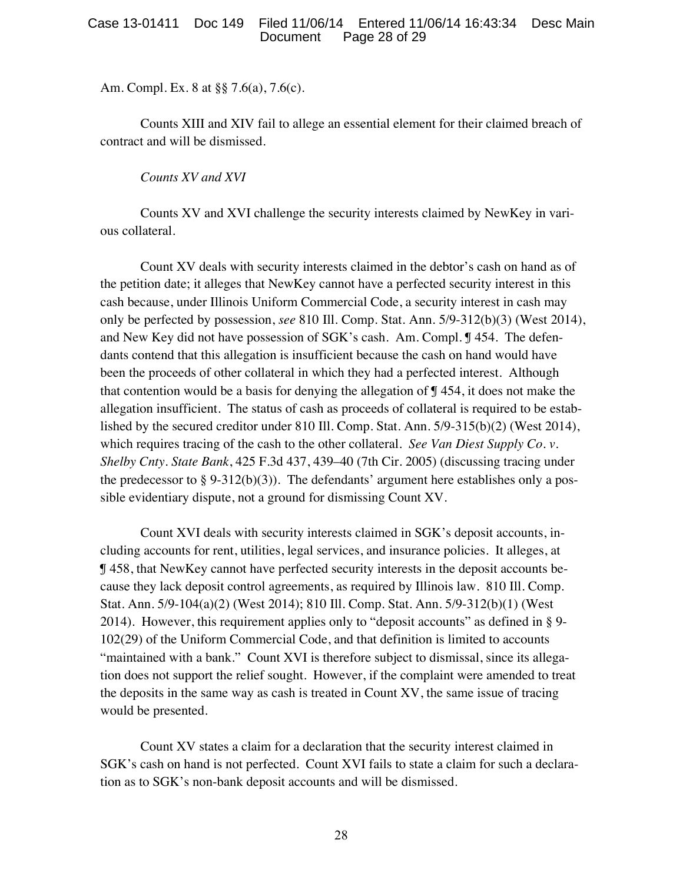Am. Compl. Ex. 8 at §§ 7.6(a), 7.6(c).

Counts XIII and XIV fail to allege an essential element for their claimed breach of contract and will be dismissed.

*Counts XV and XVI*

Counts XV and XVI challenge the security interests claimed by NewKey in various collateral.

Count XV deals with security interests claimed in the debtor's cash on hand as of the petition date; it alleges that NewKey cannot have a perfected security interest in this cash because, under Illinois Uniform Commercial Code, a security interest in cash may only be perfected by possession, *see* 810 Ill. Comp. Stat. Ann. 5/9-312(b)(3) (West 2014), and New Key did not have possession of SGK's cash. Am. Compl. ¶ 454. The defendants contend that this allegation is insufficient because the cash on hand would have been the proceeds of other collateral in which they had a perfected interest. Although that contention would be a basis for denying the allegation of ¶ 454, it does not make the allegation insufficient. The status of cash as proceeds of collateral is required to be established by the secured creditor under 810 Ill. Comp. Stat. Ann. 5/9-315(b)(2) (West 2014), which requires tracing of the cash to the other collateral. *See Van Diest Supply Co. v. Shelby Cnty. State Bank*, 425 F.3d 437, 439–40 (7th Cir. 2005) (discussing tracing under the predecessor to § 9-312(b)(3)). The defendants' argument here establishes only a possible evidentiary dispute, not a ground for dismissing Count XV.

Count XVI deals with security interests claimed in SGK's deposit accounts, including accounts for rent, utilities, legal services, and insurance policies. It alleges, at ¶ 458, that NewKey cannot have perfected security interests in the deposit accounts because they lack deposit control agreements, as required by Illinois law. 810 Ill. Comp. Stat. Ann. 5/9-104(a)(2) (West 2014); 810 Ill. Comp. Stat. Ann. 5/9-312(b)(1) (West 2014). However, this requirement applies only to "deposit accounts" as defined in § 9-102(29) of the Uniform Commercial Code, and that definition is limited to accounts "maintained with a bank." Count XVI is therefore subject to dismissal, since its allegation does not support the relief sought. However, if the complaint were amended to treat the deposits in the same way as cash is treated in Count XV, the same issue of tracing would be presented.

Count XV states a claim for a declaration that the security interest claimed in SGK's cash on hand is not perfected. Count XVI fails to state a claim for such a declaration as to SGK's non-bank deposit accounts and will be dismissed.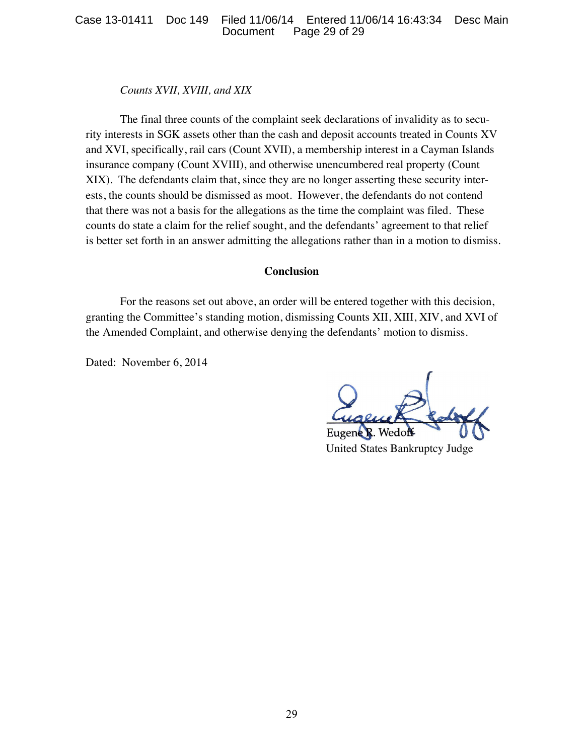*Counts XVII, XVIII, and XIX*

The final three counts of the complaint seek declarations of invalidity as to security interests in SGK assets other than the cash and deposit accounts treated in Counts XV and XVI, specifically, rail cars (Count XVII), a membership interest in a Cayman Islands insurance company (Count XVIII), and otherwise unencumbered real property (Count XIX). The defendants claim that, since they are no longer asserting these security interests, the counts should be dismissed as moot. However, the defendants do not contend that there was not a basis for the allegations as the time the complaint was filed. These counts do state a claim for the relief sought, and the defendants' agreement to that relief is better set forth in an answer admitting the allegations rather than in a motion to dismiss.

## Conclusion

For the reasons set out above, an order will be entered together with this decision, granting the Committee's standing motion, dismissing Counts XII, XIII, XIV, and XVI of the Amended Complaint, and otherwise denying the defendants' motion to dismiss.

Dated: November 6, 2014

Eugene R. Wedoff
United States Bankruptcy Judge